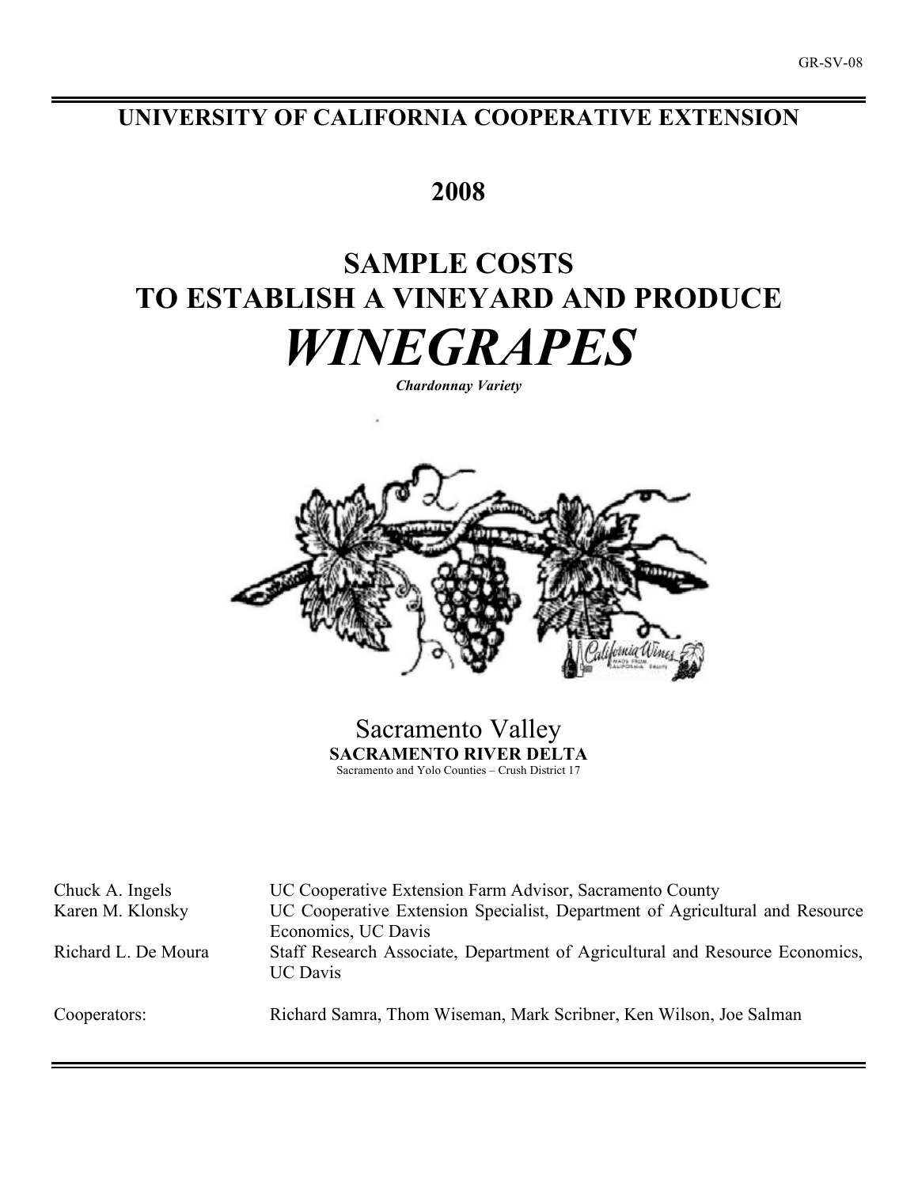GR-SV-08

# UNIVERSITY OF CALIFORNIA COOPERATIVE EXTENSION

## 2008

# SAMPLE COSTS TO ESTABLISH A VINEYARD AND PRODUCE

# *WINEGRAPES*

***Chardonnay Variety***

Sacramento Valley

**SACRAMENTO RIVER DELTA**

Sacramento and Yolo Counties – Crush District 17

| | |
|---|---|
| Chuck A. Ingels | UC Cooperative Extension Farm Advisor, Sacramento County |
| Karen M. Klonsky | UC Cooperative Extension Specialist, Department of Agricultural and Resource Economics, UC Davis |
| Richard L. De Moura | Staff Research Associate, Department of Agricultural and Resource Economics, UC Davis |
| Cooperators: | Richard Samra, Thom Wiseman, Mark Scribner, Ken Wilson, Joe Salman |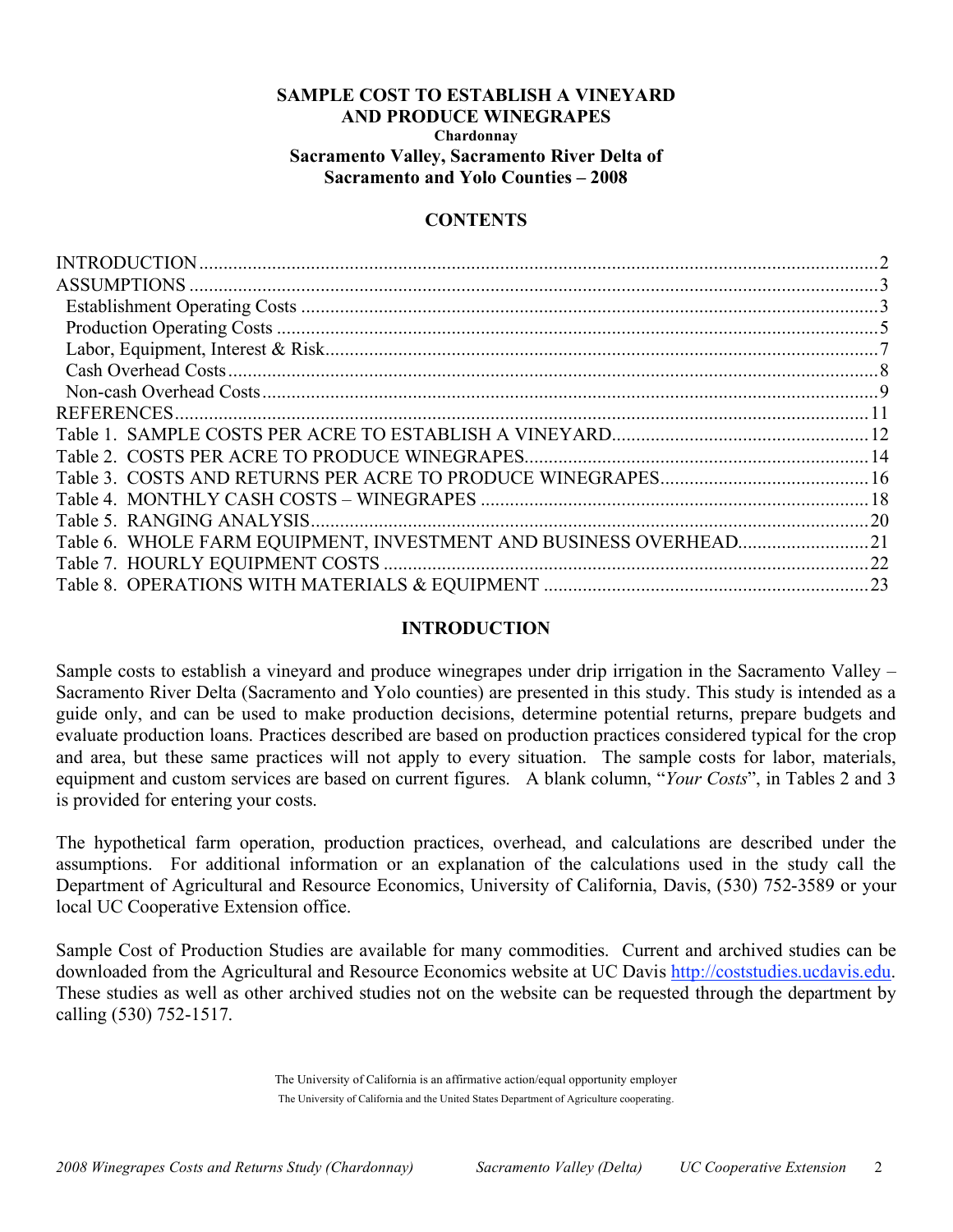# SAMPLE COST TO ESTABLISH A VINEYARD AND PRODUCE WINEGRAPES

**Chardonnay**

**Sacramento Valley, Sacramento River Delta of Sacramento and Yolo Counties – 2008**

## CONTENTS

| | |
|---|---|
| INTRODUCTION | 2 |
| ASSUMPTIONS | 3 |
| Establishment Operating Costs | 3 |
| Production Operating Costs | 5 |
| Labor, Equipment, Interest & Risk | 7 |
| Cash Overhead Costs | 8 |
| Non-cash Overhead Costs | 9 |
| REFERENCES | 11 |
| Table 1. SAMPLE COSTS PER ACRE TO ESTABLISH A VINEYARD | 12 |
| Table 2. COSTS PER ACRE TO PRODUCE WINEGRAPES | 14 |
| Table 3. COSTS AND RETURNS PER ACRE TO PRODUCE WINEGRAPES | 16 |
| Table 4. MONTHLY CASH COSTS – WINEGRAPES | 18 |
| Table 5. RANGING ANALYSIS | 20 |
| Table 6. WHOLE FARM EQUIPMENT, INVESTMENT AND BUSINESS OVERHEAD | 21 |
| Table 7. HOURLY EQUIPMENT COSTS | 22 |
| Table 8. OPERATIONS WITH MATERIALS & EQUIPMENT | 23 |

## INTRODUCTION

Sample costs to establish a vineyard and produce winegrapes under drip irrigation in the Sacramento Valley – Sacramento River Delta (Sacramento and Yolo counties) are presented in this study. This study is intended as a guide only, and can be used to make production decisions, determine potential returns, prepare budgets and evaluate production loans. Practices described are based on production practices considered typical for the crop and area, but these same practices will not apply to every situation. The sample costs for labor, materials, equipment and custom services are based on current figures. A blank column, "*Your Costs*", in Tables 2 and 3 is provided for entering your costs.

The hypothetical farm operation, production practices, overhead, and calculations are described under the assumptions. For additional information or an explanation of the calculations used in the study call the Department of Agricultural and Resource Economics, University of California, Davis, (530) 752-3589 or your local UC Cooperative Extension office.

Sample Cost of Production Studies are available for many commodities. Current and archived studies can be downloaded from the Agricultural and Resource Economics website at UC Davis http://coststudies.ucdavis.edu. These studies as well as other archived studies not on the website can be requested through the department by calling (530) 752-1517.

The University of California is an affirmative action/equal opportunity employer

The University of California and the United States Department of Agriculture cooperating.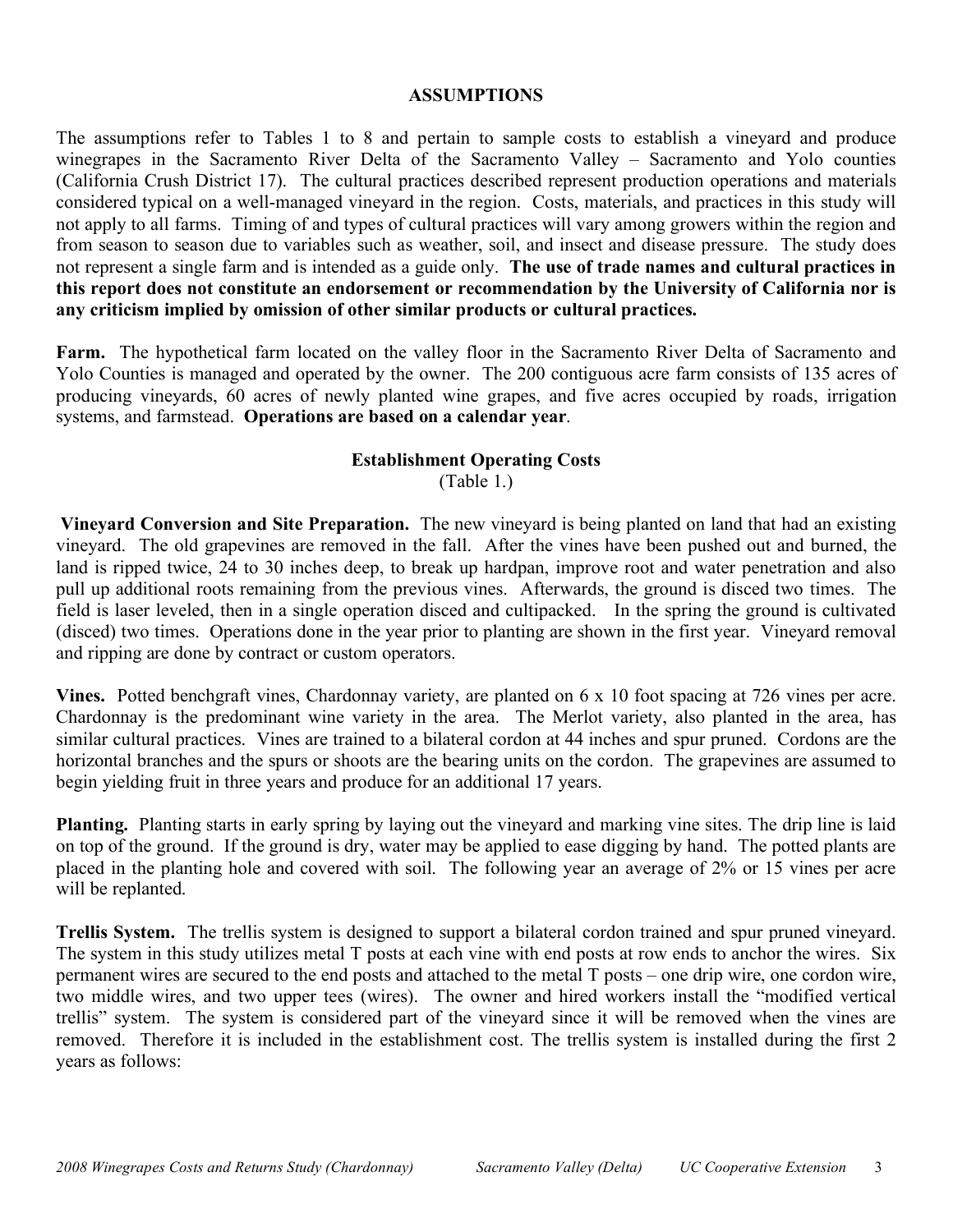## ASSUMPTIONS

The assumptions refer to Tables 1 to 8 and pertain to sample costs to establish a vineyard and produce winegrapes in the Sacramento River Delta of the Sacramento Valley – Sacramento and Yolo counties (California Crush District 17). The cultural practices described represent production operations and materials considered typical on a well-managed vineyard in the region. Costs, materials, and practices in this study will not apply to all farms. Timing of and types of cultural practices will vary among growers within the region and from season to season due to variables such as weather, soil, and insect and disease pressure. The study does not represent a single farm and is intended as a guide only. **The use of trade names and cultural practices in this report does not constitute an endorsement or recommendation by the University of California nor is any criticism implied by omission of other similar products or cultural practices.**

**Farm.** The hypothetical farm located on the valley floor in the Sacramento River Delta of Sacramento and Yolo Counties is managed and operated by the owner. The 200 contiguous acre farm consists of 135 acres of producing vineyards, 60 acres of newly planted wine grapes, and five acres occupied by roads, irrigation systems, and farmstead. **Operations are based on a calendar year**.

### Establishment Operating Costs
(Table 1.)

**Vineyard Conversion and Site Preparation.** The new vineyard is being planted on land that had an existing vineyard. The old grapevines are removed in the fall. After the vines have been pushed out and burned, the land is ripped twice, 24 to 30 inches deep, to break up hardpan, improve root and water penetration and also pull up additional roots remaining from the previous vines. Afterwards, the ground is disced two times. The field is laser leveled, then in a single operation disced and cultipacked. In the spring the ground is cultivated (disced) two times. Operations done in the year prior to planting are shown in the first year. Vineyard removal and ripping are done by contract or custom operators.

**Vines.** Potted benchgraft vines, Chardonnay variety, are planted on 6 x 10 foot spacing at 726 vines per acre. Chardonnay is the predominant wine variety in the area. The Merlot variety, also planted in the area, has similar cultural practices. Vines are trained to a bilateral cordon at 44 inches and spur pruned. Cordons are the horizontal branches and the spurs or shoots are the bearing units on the cordon. The grapevines are assumed to begin yielding fruit in three years and produce for an additional 17 years.

**Planting.** Planting starts in early spring by laying out the vineyard and marking vine sites. The drip line is laid on top of the ground. If the ground is dry, water may be applied to ease digging by hand. The potted plants are placed in the planting hole and covered with soil. The following year an average of 2% or 15 vines per acre will be replanted.

**Trellis System.** The trellis system is designed to support a bilateral cordon trained and spur pruned vineyard. The system in this study utilizes metal T posts at each vine with end posts at row ends to anchor the wires. Six permanent wires are secured to the end posts and attached to the metal T posts – one drip wire, one cordon wire, two middle wires, and two upper tees (wires). The owner and hired workers install the "modified vertical trellis" system. The system is considered part of the vineyard since it will be removed when the vines are removed. Therefore it is included in the establishment cost. The trellis system is installed during the first 2 years as follows: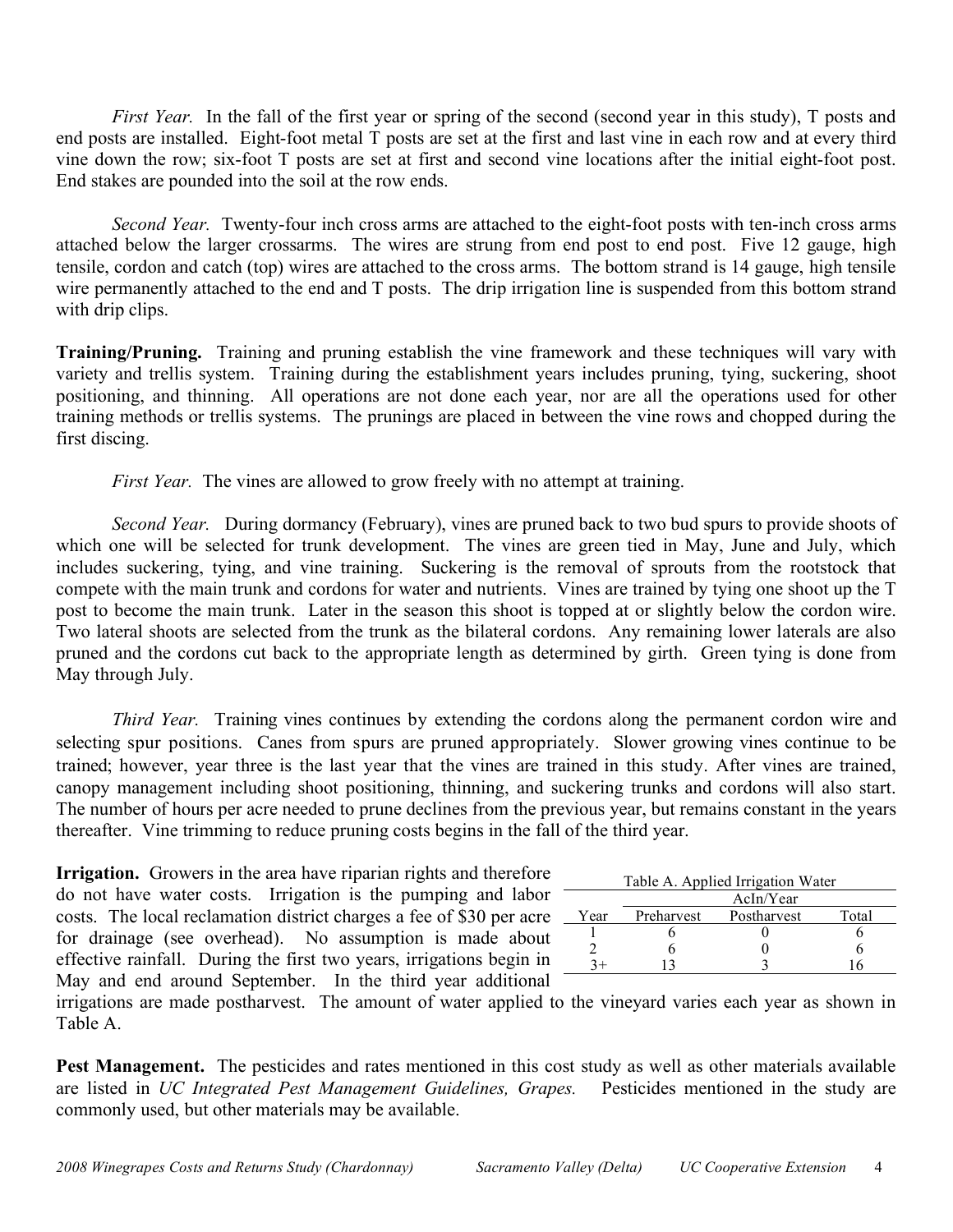*First Year.* In the fall of the first year or spring of the second (second year in this study), T posts and end posts are installed. Eight-foot metal T posts are set at the first and last vine in each row and at every third vine down the row; six-foot T posts are set at first and second vine locations after the initial eight-foot post. End stakes are pounded into the soil at the row ends.

*Second Year.* Twenty-four inch cross arms are attached to the eight-foot posts with ten-inch cross arms attached below the larger crossarms. The wires are strung from end post to end post. Five 12 gauge, high tensile, cordon and catch (top) wires are attached to the cross arms. The bottom strand is 14 gauge, high tensile wire permanently attached to the end and T posts. The drip irrigation line is suspended from this bottom strand with drip clips.

**Training/Pruning.** Training and pruning establish the vine framework and these techniques will vary with variety and trellis system. Training during the establishment years includes pruning, tying, suckering, shoot positioning, and thinning. All operations are not done each year, nor are all the operations used for other training methods or trellis systems. The prunings are placed in between the vine rows and chopped during the first discing.

*First Year.* The vines are allowed to grow freely with no attempt at training.

*Second Year.* During dormancy (February), vines are pruned back to two bud spurs to provide shoots of which one will be selected for trunk development. The vines are green tied in May, June and July, which includes suckering, tying, and vine training. Suckering is the removal of sprouts from the rootstock that compete with the main trunk and cordons for water and nutrients. Vines are trained by tying one shoot up the T post to become the main trunk. Later in the season this shoot is topped at or slightly below the cordon wire. Two lateral shoots are selected from the trunk as the bilateral cordons. Any remaining lower laterals are also pruned and the cordons cut back to the appropriate length as determined by girth. Green tying is done from May through July.

*Third Year.* Training vines continues by extending the cordons along the permanent cordon wire and selecting spur positions. Canes from spurs are pruned appropriately. Slower growing vines continue to be trained; however, year three is the last year that the vines are trained in this study. After vines are trained, canopy management including shoot positioning, thinning, and suckering trunks and cordons will also start. The number of hours per acre needed to prune declines from the previous year, but remains constant in the years thereafter. Vine trimming to reduce pruning costs begins in the fall of the third year.

**Irrigation.** Growers in the area have riparian rights and therefore do not have water costs. Irrigation is the pumping and labor costs. The local reclamation district charges a fee of $30 per acre for drainage (see overhead). No assumption is made about effective rainfall. During the first two years, irrigations begin in May and end around September. In the third year additional irrigations are made postharvest. The amount of water applied to the vineyard varies each year as shown in Table A.

Table A. Applied Irrigation Water

| | AcIn/Year | | |
|---|---|---|---|
| Year | Preharvest | Postharvest | Total |
| 1 | 6 | 0 | 6 |
| 2 | 6 | 0 | 6 |
| 3+ | 13 | 3 | 16 |

**Pest Management.** The pesticides and rates mentioned in this cost study as well as other materials available are listed in *UC Integrated Pest Management Guidelines, Grapes.* Pesticides mentioned in the study are commonly used, but other materials may be available.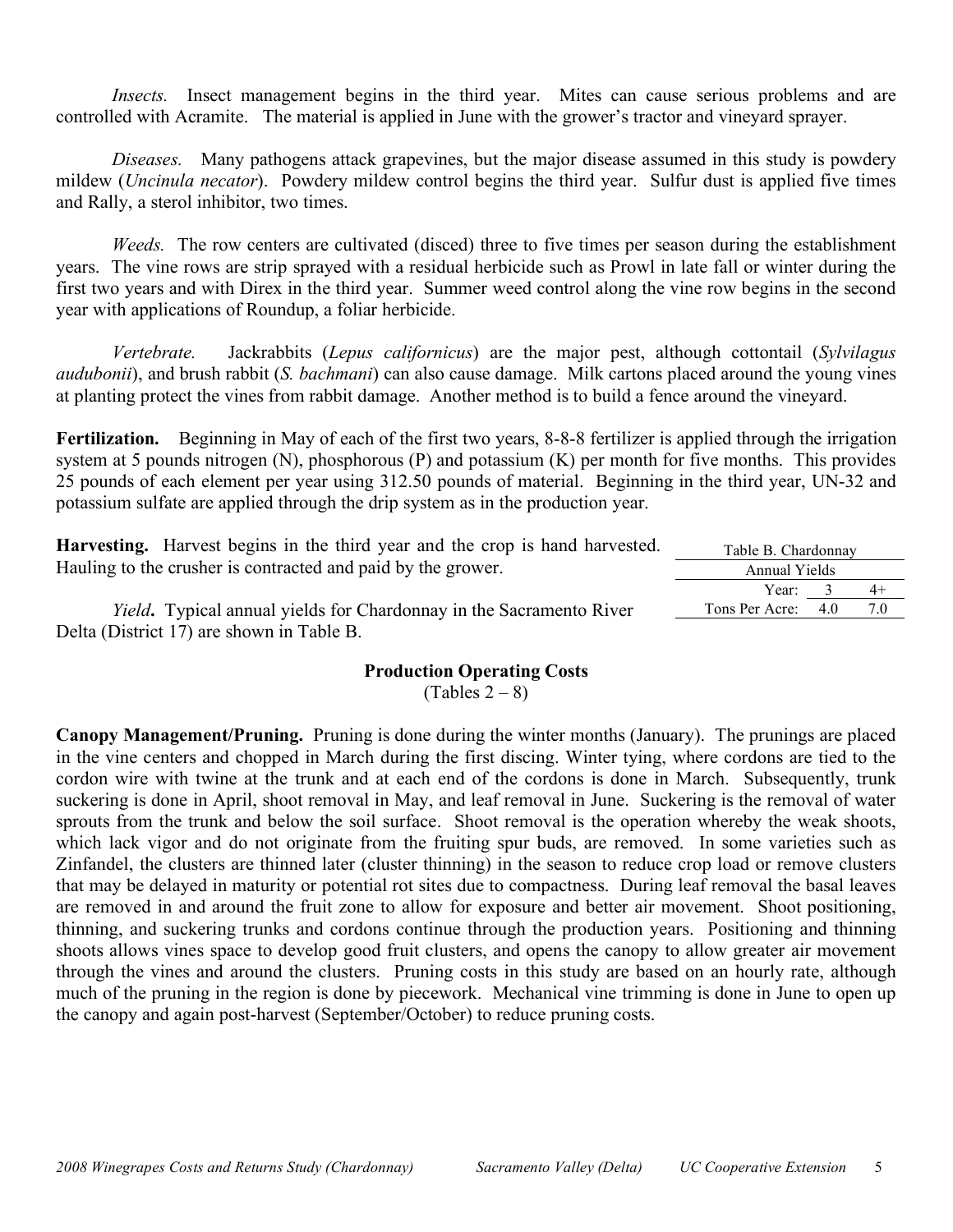*Insects.* Insect management begins in the third year. Mites can cause serious problems and are controlled with Acramite. The material is applied in June with the grower's tractor and vineyard sprayer.

*Diseases.* Many pathogens attack grapevines, but the major disease assumed in this study is powdery mildew (*Uncinula necator*). Powdery mildew control begins the third year. Sulfur dust is applied five times and Rally, a sterol inhibitor, two times.

*Weeds.* The row centers are cultivated (disced) three to five times per season during the establishment years. The vine rows are strip sprayed with a residual herbicide such as Prowl in late fall or winter during the first two years and with Direx in the third year. Summer weed control along the vine row begins in the second year with applications of Roundup, a foliar herbicide.

*Vertebrate.* Jackrabbits (*Lepus californicus*) are the major pest, although cottontail (*Sylvilagus audubonii*), and brush rabbit (*S. bachmani*) can also cause damage. Milk cartons placed around the young vines at planting protect the vines from rabbit damage. Another method is to build a fence around the vineyard.

**Fertilization.** Beginning in May of each of the first two years, 8-8-8 fertilizer is applied through the irrigation system at 5 pounds nitrogen (N), phosphorous (P) and potassium (K) per month for five months. This provides 25 pounds of each element per year using 312.50 pounds of material. Beginning in the third year, UN-32 and potassium sulfate are applied through the drip system as in the production year.

**Harvesting.** Harvest begins in the third year and the crop is hand harvested. Hauling to the crusher is contracted and paid by the grower.

*Yield***.** Typical annual yields for Chardonnay in the Sacramento River Delta (District 17) are shown in Table B.

Table B. Chardonnay Annual Yields

| Year: | 3 | 4+ |
|---|---|---|
| Tons Per Acre: | 4.0 | 7.0 |

**Production Operating Costs**
(Tables 2 – 8)

**Canopy Management/Pruning.** Pruning is done during the winter months (January). The prunings are placed in the vine centers and chopped in March during the first discing. Winter tying, where cordons are tied to the cordon wire with twine at the trunk and at each end of the cordons is done in March. Subsequently, trunk suckering is done in April, shoot removal in May, and leaf removal in June. Suckering is the removal of water sprouts from the trunk and below the soil surface. Shoot removal is the operation whereby the weak shoots, which lack vigor and do not originate from the fruiting spur buds, are removed. In some varieties such as Zinfandel, the clusters are thinned later (cluster thinning) in the season to reduce crop load or remove clusters that may be delayed in maturity or potential rot sites due to compactness. During leaf removal the basal leaves are removed in and around the fruit zone to allow for exposure and better air movement. Shoot positioning, thinning, and suckering trunks and cordons continue through the production years. Positioning and thinning shoots allows vines space to develop good fruit clusters, and opens the canopy to allow greater air movement through the vines and around the clusters. Pruning costs in this study are based on an hourly rate, although much of the pruning in the region is done by piecework. Mechanical vine trimming is done in June to open up the canopy and again post-harvest (September/October) to reduce pruning costs.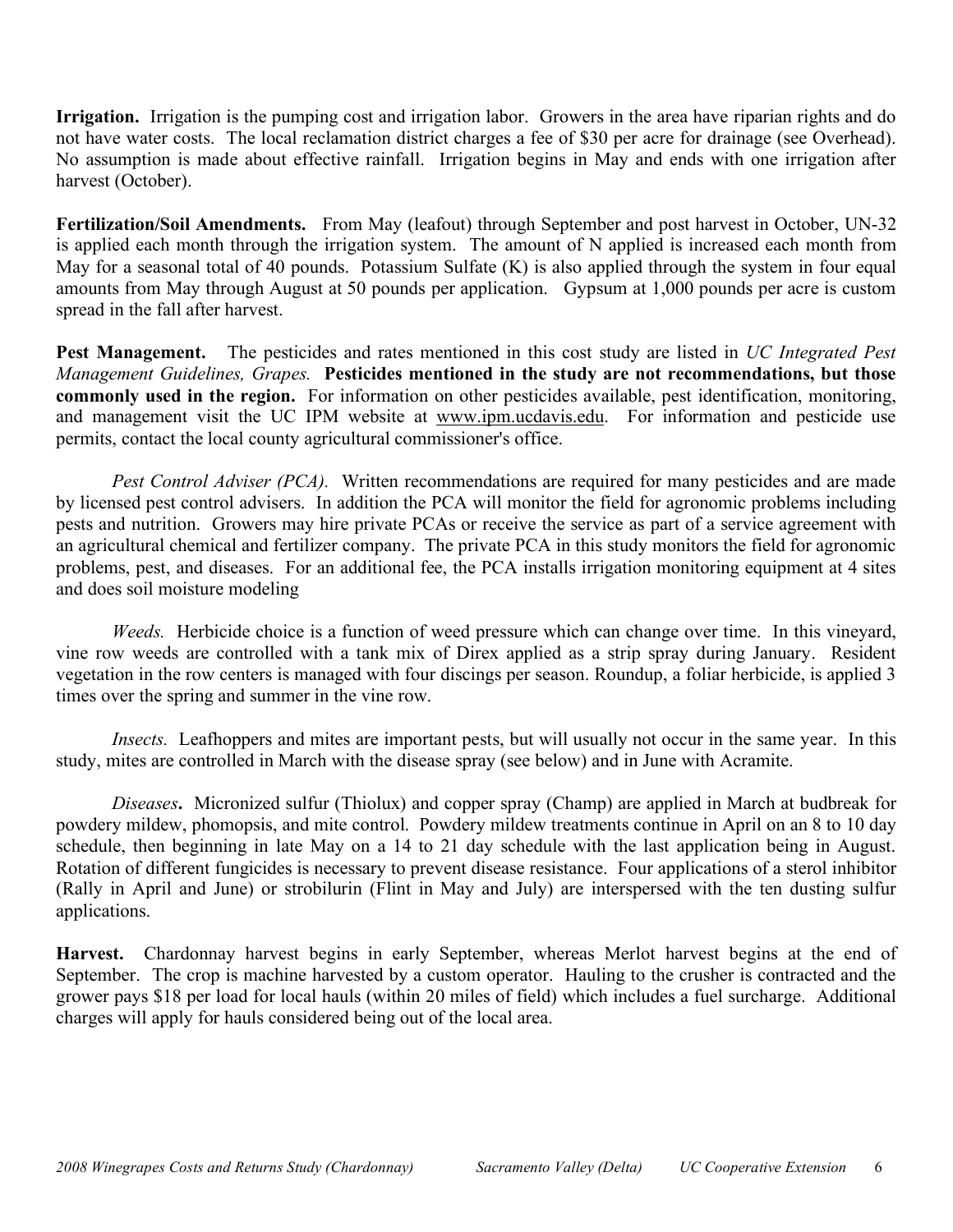**Irrigation.** Irrigation is the pumping cost and irrigation labor. Growers in the area have riparian rights and do not have water costs. The local reclamation district charges a fee of $30 per acre for drainage (see Overhead). No assumption is made about effective rainfall. Irrigation begins in May and ends with one irrigation after harvest (October).

**Fertilization/Soil Amendments.** From May (leafout) through September and post harvest in October, UN-32 is applied each month through the irrigation system. The amount of N applied is increased each month from May for a seasonal total of 40 pounds. Potassium Sulfate (K) is also applied through the system in four equal amounts from May through August at 50 pounds per application. Gypsum at 1,000 pounds per acre is custom spread in the fall after harvest.

**Pest Management.** The pesticides and rates mentioned in this cost study are listed in *UC Integrated Pest Management Guidelines, Grapes.* **Pesticides mentioned in the study are not recommendations, but those commonly used in the region.** For information on other pesticides available, pest identification, monitoring, and management visit the UC IPM website at www.ipm.ucdavis.edu. For information and pesticide use permits, contact the local county agricultural commissioner's office.

*Pest Control Adviser (PCA).* Written recommendations are required for many pesticides and are made by licensed pest control advisers. In addition the PCA will monitor the field for agronomic problems including pests and nutrition. Growers may hire private PCAs or receive the service as part of a service agreement with an agricultural chemical and fertilizer company. The private PCA in this study monitors the field for agronomic problems, pest, and diseases. For an additional fee, the PCA installs irrigation monitoring equipment at 4 sites and does soil moisture modeling

*Weeds.* Herbicide choice is a function of weed pressure which can change over time. In this vineyard, vine row weeds are controlled with a tank mix of Direx applied as a strip spray during January. Resident vegetation in the row centers is managed with four discings per season. Roundup, a foliar herbicide, is applied 3 times over the spring and summer in the vine row.

*Insects.* Leafhoppers and mites are important pests, but will usually not occur in the same year. In this study, mites are controlled in March with the disease spray (see below) and in June with Acramite.

*Diseases***.** Micronized sulfur (Thiolux) and copper spray (Champ) are applied in March at budbreak for powdery mildew, phomopsis, and mite control. Powdery mildew treatments continue in April on an 8 to 10 day schedule, then beginning in late May on a 14 to 21 day schedule with the last application being in August. Rotation of different fungicides is necessary to prevent disease resistance. Four applications of a sterol inhibitor (Rally in April and June) or strobilurin (Flint in May and July) are interspersed with the ten dusting sulfur applications.

**Harvest.** Chardonnay harvest begins in early September, whereas Merlot harvest begins at the end of September. The crop is machine harvested by a custom operator. Hauling to the crusher is contracted and the grower pays $18 per load for local hauls (within 20 miles of field) which includes a fuel surcharge. Additional charges will apply for hauls considered being out of the local area.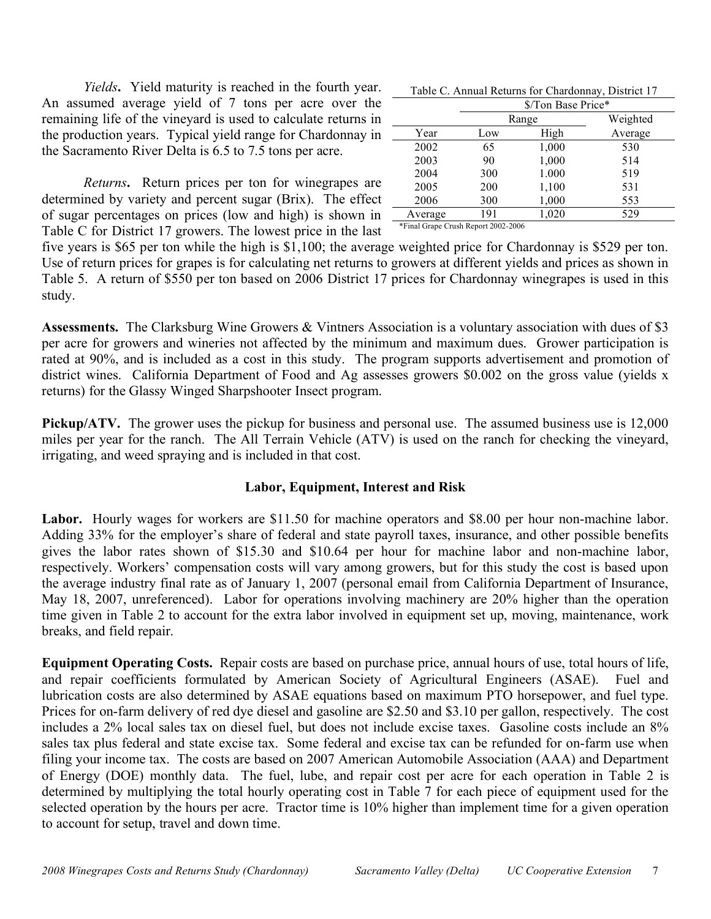*Yields***.** Yield maturity is reached in the fourth year. An assumed average yield of 7 tons per acre over the remaining life of the vineyard is used to calculate returns in the production years. Typical yield range for Chardonnay in the Sacramento River Delta is 6.5 to 7.5 tons per acre.

*Returns***.** Return prices per ton for winegrapes are determined by variety and percent sugar (Brix). The effect of sugar percentages on prices (low and high) is shown in Table C for District 17 growers. The lowest price in the last five years is $65 per ton while the high is $1,100; the average weighted price for Chardonnay is $529 per ton. Use of return prices for grapes is for calculating net returns to growers at different yields and prices as shown in Table 5. A return of $550 per ton based on 2006 District 17 prices for Chardonnay winegrapes is used in this study.

Table C. Annual Returns for Chardonnay, District 17

| | $/Ton Base Price* | | |
|---|---|---|---|
| | Range | | Weighted |
| Year | Low | High | Average |
| 2002 | 65 | 1,000 | 530 |
| 2003 | 90 | 1,000 | 514 |
| 2004 | 300 | 1.000 | 519 |
| 2005 | 200 | 1,100 | 531 |
| 2006 | 300 | 1,000 | 553 |
| Average | 191 | 1,020 | 529 |

*Final Grape Crush Report 2002-2006

**Assessments.** The Clarksburg Wine Growers & Vintners Association is a voluntary association with dues of $3 per acre for growers and wineries not affected by the minimum and maximum dues. Grower participation is rated at 90%, and is included as a cost in this study. The program supports advertisement and promotion of district wines. California Department of Food and Ag assesses growers $0.002 on the gross value (yields x returns) for the Glassy Winged Sharpshooter Insect program.

**Pickup/ATV.** The grower uses the pickup for business and personal use. The assumed business use is 12,000 miles per year for the ranch. The All Terrain Vehicle (ATV) is used on the ranch for checking the vineyard, irrigating, and weed spraying and is included in that cost.

## Labor, Equipment, Interest and Risk

**Labor.** Hourly wages for workers are $11.50 for machine operators and $8.00 per hour non-machine labor. Adding 33% for the employer's share of federal and state payroll taxes, insurance, and other possible benefits gives the labor rates shown of $15.30 and $10.64 per hour for machine labor and non-machine labor, respectively. Workers' compensation costs will vary among growers, but for this study the cost is based upon the average industry final rate as of January 1, 2007 (personal email from California Department of Insurance, May 18, 2007, unreferenced). Labor for operations involving machinery are 20% higher than the operation time given in Table 2 to account for the extra labor involved in equipment set up, moving, maintenance, work breaks, and field repair.

**Equipment Operating Costs.** Repair costs are based on purchase price, annual hours of use, total hours of life, and repair coefficients formulated by American Society of Agricultural Engineers (ASAE). Fuel and lubrication costs are also determined by ASAE equations based on maximum PTO horsepower, and fuel type. Prices for on-farm delivery of red dye diesel and gasoline are $2.50 and $3.10 per gallon, respectively. The cost includes a 2% local sales tax on diesel fuel, but does not include excise taxes. Gasoline costs include an 8% sales tax plus federal and state excise tax. Some federal and excise tax can be refunded for on-farm use when filing your income tax. The costs are based on 2007 American Automobile Association (AAA) and Department of Energy (DOE) monthly data. The fuel, lube, and repair cost per acre for each operation in Table 2 is determined by multiplying the total hourly operating cost in Table 7 for each piece of equipment used for the selected operation by the hours per acre. Tractor time is 10% higher than implement time for a given operation to account for setup, travel and down time.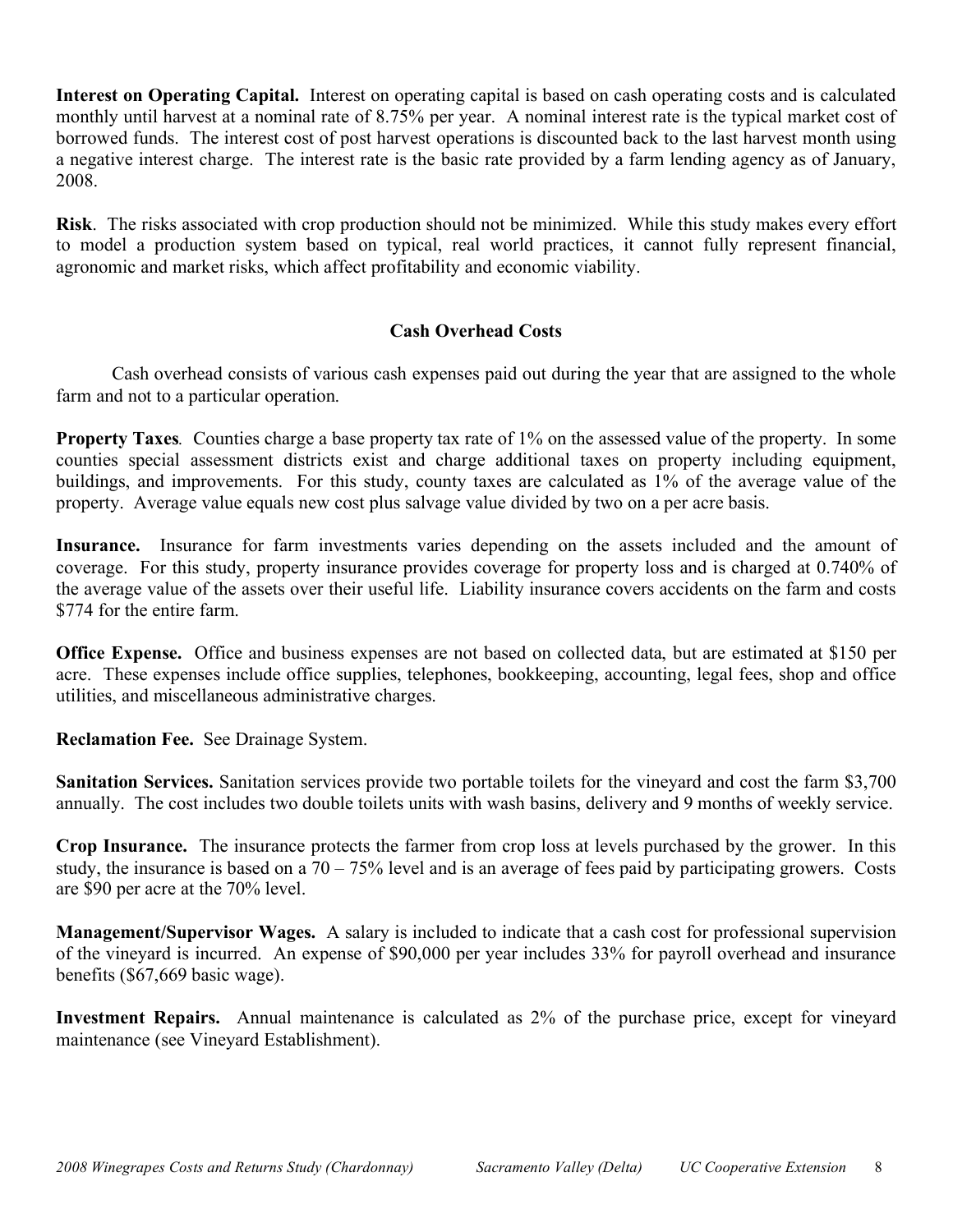**Interest on Operating Capital.** Interest on operating capital is based on cash operating costs and is calculated monthly until harvest at a nominal rate of 8.75% per year. A nominal interest rate is the typical market cost of borrowed funds. The interest cost of post harvest operations is discounted back to the last harvest month using a negative interest charge. The interest rate is the basic rate provided by a farm lending agency as of January, 2008.

**Risk**. The risks associated with crop production should not be minimized. While this study makes every effort to model a production system based on typical, real world practices, it cannot fully represent financial, agronomic and market risks, which affect profitability and economic viability.

## Cash Overhead Costs

Cash overhead consists of various cash expenses paid out during the year that are assigned to the whole farm and not to a particular operation.

**Property Taxes**. Counties charge a base property tax rate of 1% on the assessed value of the property. In some counties special assessment districts exist and charge additional taxes on property including equipment, buildings, and improvements. For this study, county taxes are calculated as 1% of the average value of the property. Average value equals new cost plus salvage value divided by two on a per acre basis.

**Insurance.** Insurance for farm investments varies depending on the assets included and the amount of coverage. For this study, property insurance provides coverage for property loss and is charged at 0.740% of the average value of the assets over their useful life. Liability insurance covers accidents on the farm and costs $774 for the entire farm.

**Office Expense.** Office and business expenses are not based on collected data, but are estimated at $150 per acre. These expenses include office supplies, telephones, bookkeeping, accounting, legal fees, shop and office utilities, and miscellaneous administrative charges.

**Reclamation Fee.** See Drainage System.

**Sanitation Services.** Sanitation services provide two portable toilets for the vineyard and cost the farm $3,700 annually. The cost includes two double toilets units with wash basins, delivery and 9 months of weekly service.

**Crop Insurance.** The insurance protects the farmer from crop loss at levels purchased by the grower. In this study, the insurance is based on a 70 – 75% level and is an average of fees paid by participating growers. Costs are $90 per acre at the 70% level.

**Management/Supervisor Wages.** A salary is included to indicate that a cash cost for professional supervision of the vineyard is incurred. An expense of $90,000 per year includes 33% for payroll overhead and insurance benefits ($67,669 basic wage).

**Investment Repairs.** Annual maintenance is calculated as 2% of the purchase price, except for vineyard maintenance (see Vineyard Establishment).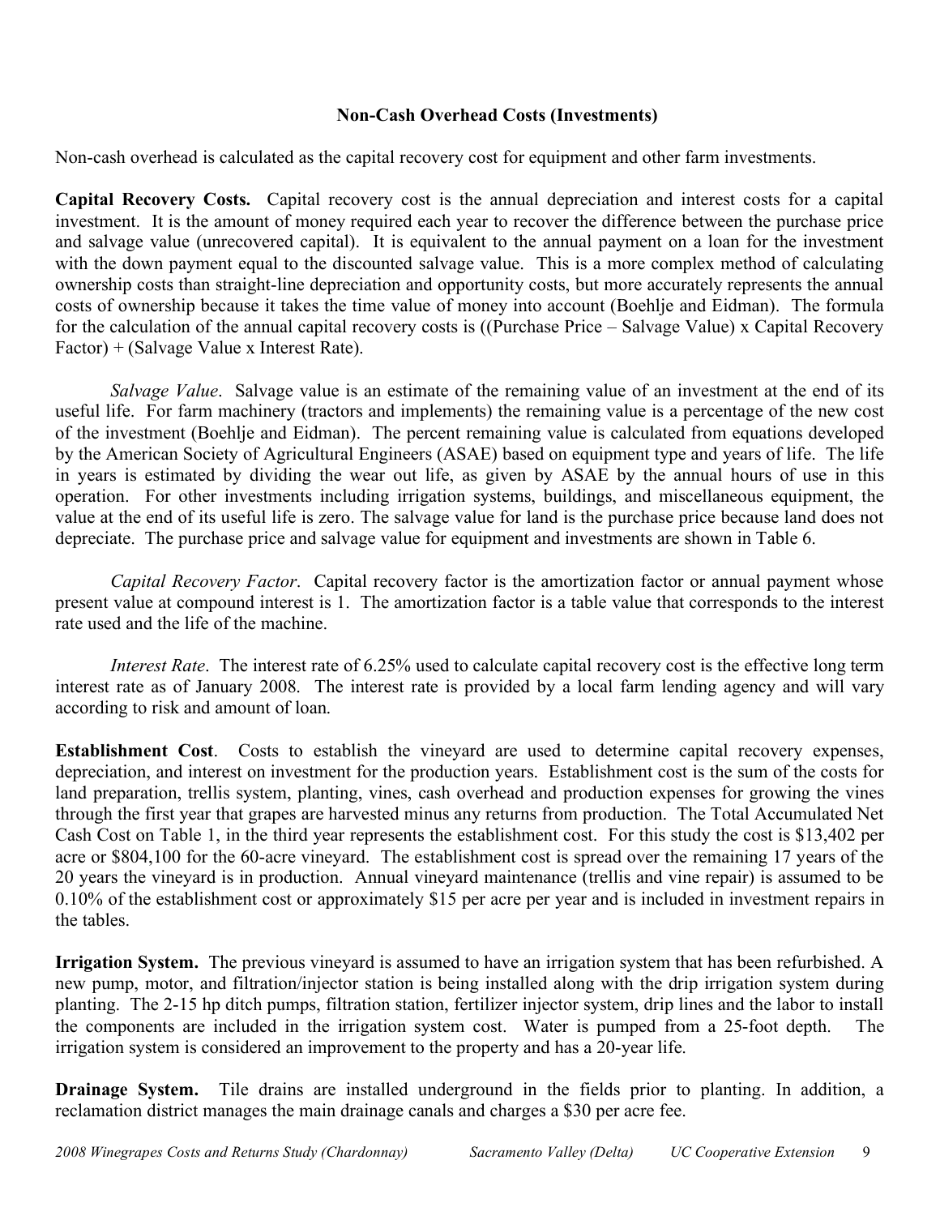### Non-Cash Overhead Costs (Investments)

Non-cash overhead is calculated as the capital recovery cost for equipment and other farm investments.

**Capital Recovery Costs.** Capital recovery cost is the annual depreciation and interest costs for a capital investment. It is the amount of money required each year to recover the difference between the purchase price and salvage value (unrecovered capital). It is equivalent to the annual payment on a loan for the investment with the down payment equal to the discounted salvage value. This is a more complex method of calculating ownership costs than straight-line depreciation and opportunity costs, but more accurately represents the annual costs of ownership because it takes the time value of money into account (Boehlje and Eidman). The formula for the calculation of the annual capital recovery costs is ((Purchase Price – Salvage Value) x Capital Recovery Factor) + (Salvage Value x Interest Rate).

*Salvage Value*. Salvage value is an estimate of the remaining value of an investment at the end of its useful life. For farm machinery (tractors and implements) the remaining value is a percentage of the new cost of the investment (Boehlje and Eidman). The percent remaining value is calculated from equations developed by the American Society of Agricultural Engineers (ASAE) based on equipment type and years of life. The life in years is estimated by dividing the wear out life, as given by ASAE by the annual hours of use in this operation. For other investments including irrigation systems, buildings, and miscellaneous equipment, the value at the end of its useful life is zero. The salvage value for land is the purchase price because land does not depreciate. The purchase price and salvage value for equipment and investments are shown in Table 6.

*Capital Recovery Factor*. Capital recovery factor is the amortization factor or annual payment whose present value at compound interest is 1. The amortization factor is a table value that corresponds to the interest rate used and the life of the machine.

*Interest Rate*. The interest rate of 6.25% used to calculate capital recovery cost is the effective long term interest rate as of January 2008. The interest rate is provided by a local farm lending agency and will vary according to risk and amount of loan.

**Establishment Cost**. Costs to establish the vineyard are used to determine capital recovery expenses, depreciation, and interest on investment for the production years. Establishment cost is the sum of the costs for land preparation, trellis system, planting, vines, cash overhead and production expenses for growing the vines through the first year that grapes are harvested minus any returns from production. The Total Accumulated Net Cash Cost on Table 1, in the third year represents the establishment cost. For this study the cost is $13,402 per acre or $804,100 for the 60-acre vineyard. The establishment cost is spread over the remaining 17 years of the 20 years the vineyard is in production. Annual vineyard maintenance (trellis and vine repair) is assumed to be 0.10% of the establishment cost or approximately $15 per acre per year and is included in investment repairs in the tables.

**Irrigation System.** The previous vineyard is assumed to have an irrigation system that has been refurbished. A new pump, motor, and filtration/injector station is being installed along with the drip irrigation system during planting. The 2-15 hp ditch pumps, filtration station, fertilizer injector system, drip lines and the labor to install the components are included in the irrigation system cost. Water is pumped from a 25-foot depth. The irrigation system is considered an improvement to the property and has a 20-year life.

**Drainage System.** Tile drains are installed underground in the fields prior to planting. In addition, a reclamation district manages the main drainage canals and charges a $30 per acre fee.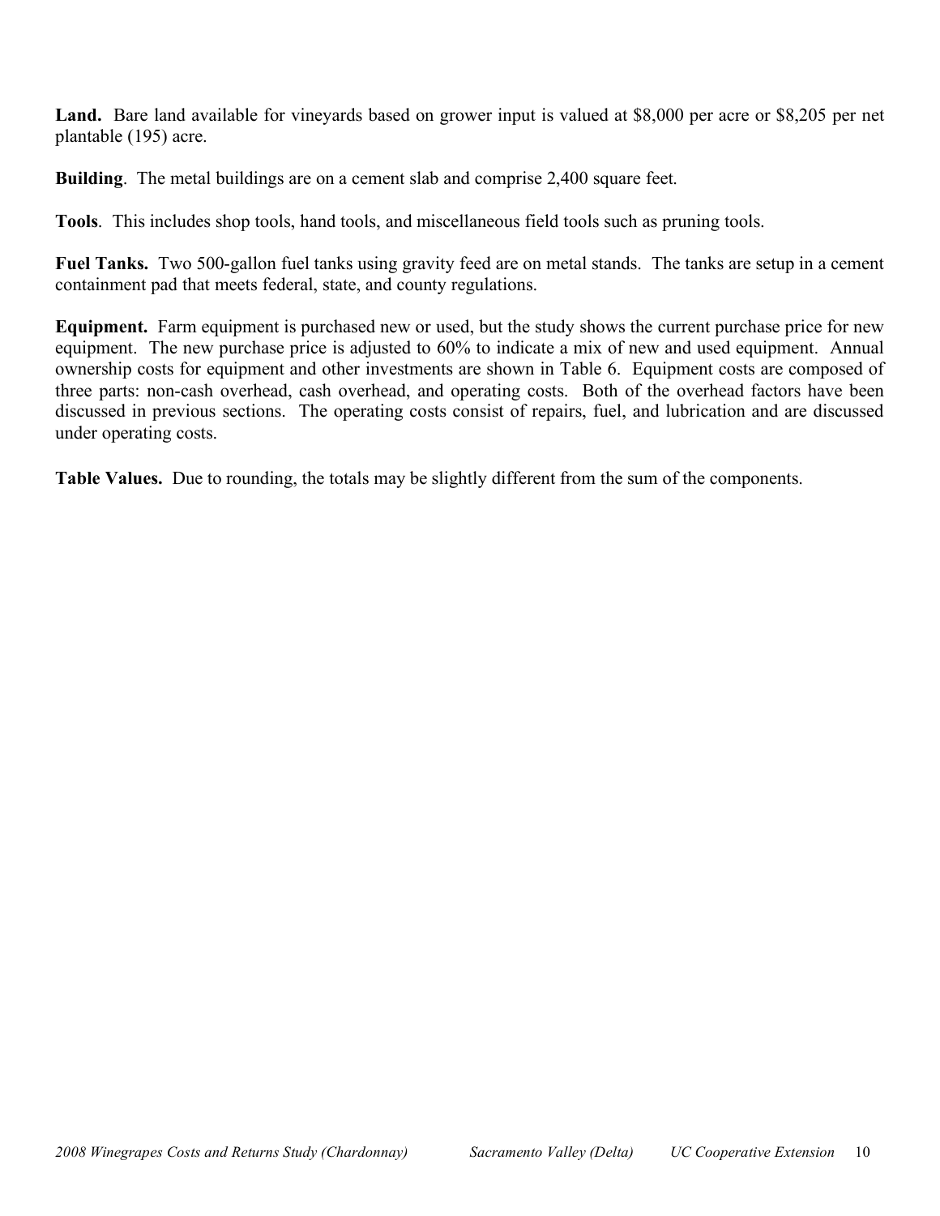**Land.** Bare land available for vineyards based on grower input is valued at $8,000 per acre or $8,205 per net plantable (195) acre.

**Building**. The metal buildings are on a cement slab and comprise 2,400 square feet.

**Tools**. This includes shop tools, hand tools, and miscellaneous field tools such as pruning tools.

**Fuel Tanks.** Two 500-gallon fuel tanks using gravity feed are on metal stands. The tanks are setup in a cement containment pad that meets federal, state, and county regulations.

**Equipment.** Farm equipment is purchased new or used, but the study shows the current purchase price for new equipment. The new purchase price is adjusted to 60% to indicate a mix of new and used equipment. Annual ownership costs for equipment and other investments are shown in Table 6. Equipment costs are composed of three parts: non-cash overhead, cash overhead, and operating costs. Both of the overhead factors have been discussed in previous sections. The operating costs consist of repairs, fuel, and lubrication and are discussed under operating costs.

**Table Values.** Due to rounding, the totals may be slightly different from the sum of the components.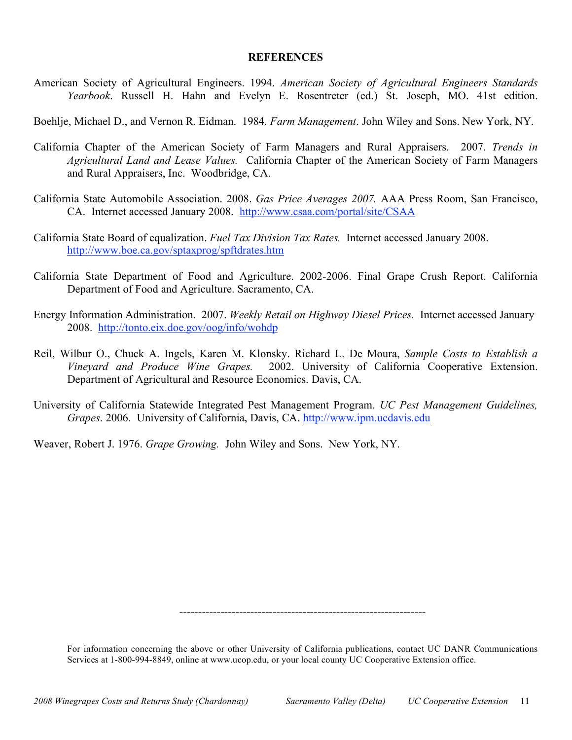## REFERENCES

American Society of Agricultural Engineers. 1994. *American Society of Agricultural Engineers Standards Yearbook*. Russell H. Hahn and Evelyn E. Rosentreter (ed.) St. Joseph, MO. 41st edition.

Boehlje, Michael D., and Vernon R. Eidman. 1984. *Farm Management*. John Wiley and Sons. New York, NY.

California Chapter of the American Society of Farm Managers and Rural Appraisers. 2007. *Trends in Agricultural Land and Lease Values.* California Chapter of the American Society of Farm Managers and Rural Appraisers, Inc. Woodbridge, CA.

California State Automobile Association. 2008. *Gas Price Averages 2007.* AAA Press Room, San Francisco, CA. Internet accessed January 2008. http://www.csaa.com/portal/site/CSAA

California State Board of equalization. *Fuel Tax Division Tax Rates.* Internet accessed January 2008. http://www.boe.ca.gov/sptaxprog/spftdrates.htm

California State Department of Food and Agriculture. 2002-2006. Final Grape Crush Report. California Department of Food and Agriculture. Sacramento, CA.

Energy Information Administration. 2007. *Weekly Retail on Highway Diesel Prices.* Internet accessed January 2008. http://tonto.eix.doe.gov/oog/info/wohdp

Reil, Wilbur O., Chuck A. Ingels, Karen M. Klonsky. Richard L. De Moura, *Sample Costs to Establish a Vineyard and Produce Wine Grapes.* 2002. University of California Cooperative Extension. Department of Agricultural and Resource Economics. Davis, CA.

University of California Statewide Integrated Pest Management Program. *UC Pest Management Guidelines, Grapes*. 2006. University of California, Davis, CA. http://www.ipm.ucdavis.edu

Weaver, Robert J. 1976. *Grape Growing.* John Wiley and Sons. New York, NY.

---

For information concerning the above or other University of California publications, contact UC DANR Communications Services at 1-800-994-8849, online at www.ucop.edu, or your local county UC Cooperative Extension office.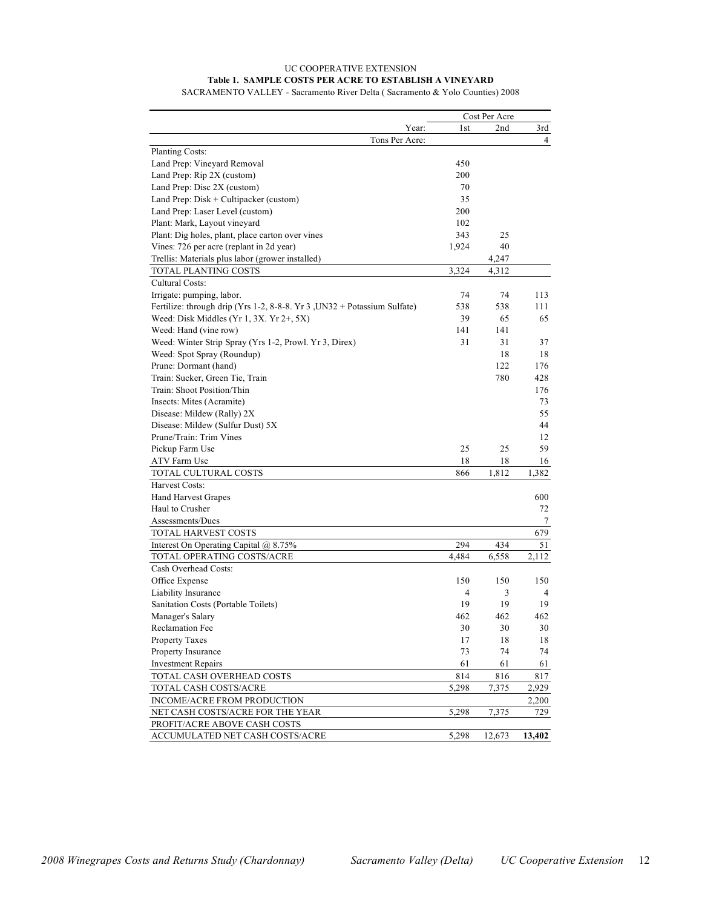UC COOPERATIVE EXTENSION

**Table 1. SAMPLE COSTS PER ACRE TO ESTABLISH A VINEYARD**

SACRAMENTO VALLEY - Sacramento River Delta ( Sacramento & Yolo Counties) 2008

| | Cost Per Acre | | |
|---|---|---|---|
| Year: | 1st | 2nd | 3rd |
| Tons Per Acre: | | | 4 |
| Planting Costs: | | | |
| Land Prep: Vineyard Removal | 450 | | |
| Land Prep: Rip 2X (custom) | 200 | | |
| Land Prep: Disc 2X (custom) | 70 | | |
| Land Prep: Disk + Cultipacker (custom) | 35 | | |
| Land Prep: Laser Level (custom) | 200 | | |
| Plant: Mark, Layout vineyard | 102 | | |
| Plant: Dig holes, plant, place carton over vines | 343 | 25 | |
| Vines: 726 per acre (replant in 2d year) | 1,924 | 40 | |
| Trellis: Materials plus labor (grower installed) | | 4,247 | |
| TOTAL PLANTING COSTS | 3,324 | 4,312 | |
| Cultural Costs: | | | |
| Irrigate: pumping, labor. | 74 | 74 | 113 |
| Fertilize: through drip (Yrs 1-2, 8-8-8. Yr 3 ,UN32 + Potassium Sulfate) | 538 | 538 | 111 |
| Weed: Disk Middles (Yr 1, 3X. Yr 2+, 5X) | 39 | 65 | 65 |
| Weed: Hand (vine row) | 141 | 141 | |
| Weed: Winter Strip Spray (Yrs 1-2, Prowl. Yr 3, Direx) | 31 | 31 | 37 |
| Weed: Spot Spray (Roundup) | | 18 | 18 |
| Prune: Dormant (hand) | | 122 | 176 |
| Train: Sucker, Green Tie, Train | | 780 | 428 |
| Train: Shoot Position/Thin | | | 176 |
| Insects: Mites (Acramite) | | | 73 |
| Disease: Mildew (Rally) 2X | | | 55 |
| Disease: Mildew (Sulfur Dust) 5X | | | 44 |
| Prune/Train: Trim Vines | | | 12 |
| Pickup Farm Use | 25 | 25 | 59 |
| ATV Farm Use | 18 | 18 | 16 |
| TOTAL CULTURAL COSTS | 866 | 1,812 | 1,382 |
| Harvest Costs: | | | |
| Hand Harvest Grapes | | | 600 |
| Haul to Crusher | | | 72 |
| Assessments/Dues | | | 7 |
| TOTAL HARVEST COSTS | | | 679 |
| Interest On Operating Capital @ 8.75% | 294 | 434 | 51 |
| TOTAL OPERATING COSTS/ACRE | 4,484 | 6,558 | 2,112 |
| Cash Overhead Costs: | | | |
| Office Expense | 150 | 150 | 150 |
| Liability Insurance | 4 | 3 | 4 |
| Sanitation Costs (Portable Toilets) | 19 | 19 | 19 |
| Manager's Salary | 462 | 462 | 462 |
| Reclamation Fee | 30 | 30 | 30 |
| Property Taxes | 17 | 18 | 18 |
| Property Insurance | 73 | 74 | 74 |
| Investment Repairs | 61 | 61 | 61 |
| TOTAL CASH OVERHEAD COSTS | 814 | 816 | 817 |
| TOTAL CASH COSTS/ACRE | 5,298 | 7,375 | 2,929 |
| INCOME/ACRE FROM PRODUCTION | | | 2,200 |
| NET CASH COSTS/ACRE FOR THE YEAR | 5,298 | 7,375 | 729 |
| PROFIT/ACRE ABOVE CASH COSTS | | | |
| ACCUMULATED NET CASH COSTS/ACRE | 5,298 | 12,673 | **13,402** |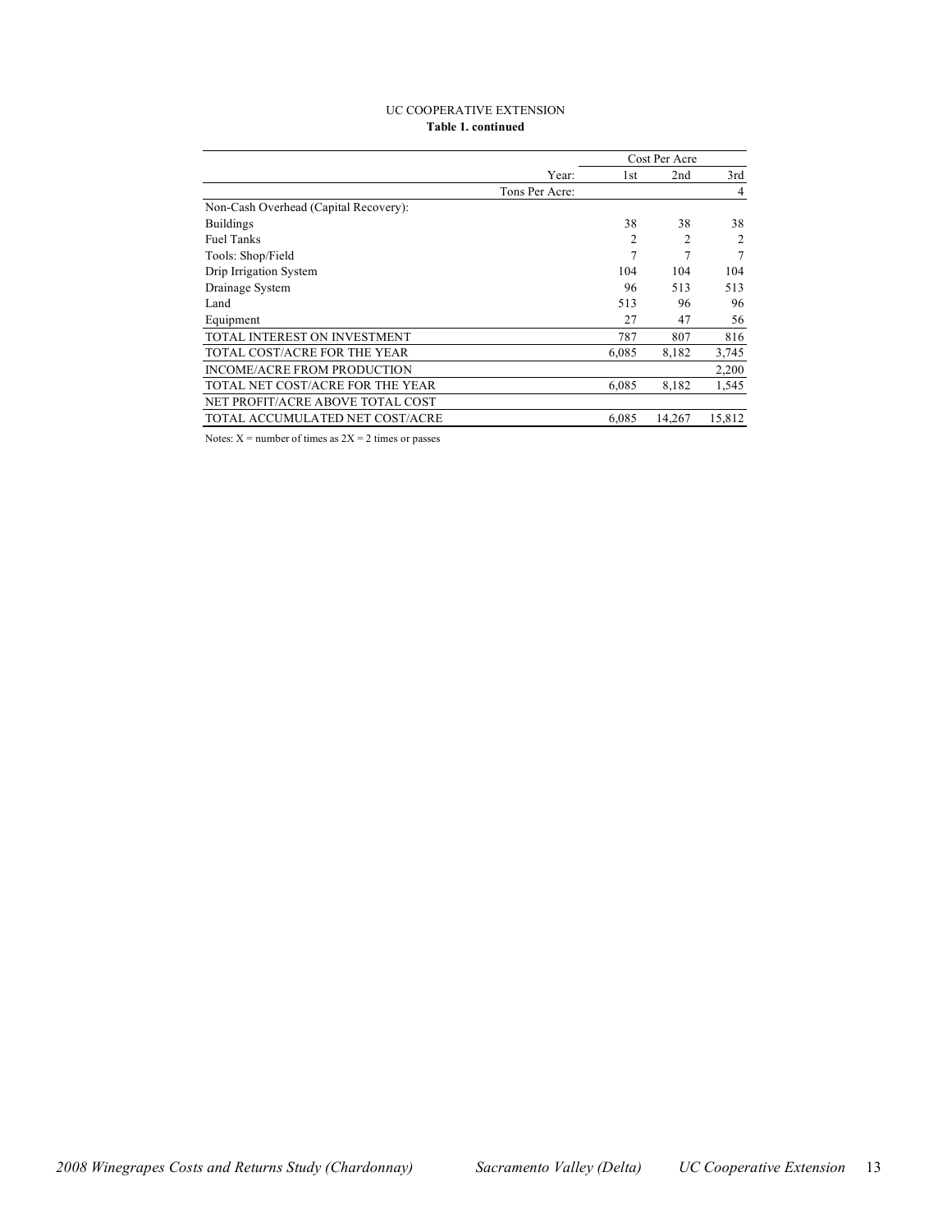UC COOPERATIVE EXTENSION

**Table 1. continued**

| | Cost Per Acre | | |
|---|---|---|---|
| Year: | 1st | 2nd | 3rd |
| Tons Per Acre: | | | 4 |
| Non-Cash Overhead (Capital Recovery): | | | |
| Buildings | 38 | 38 | 38 |
| Fuel Tanks | 2 | 2 | 2 |
| Tools: Shop/Field | 7 | 7 | 7 |
| Drip Irrigation System | 104 | 104 | 104 |
| Drainage System | 96 | 513 | 513 |
| Land | 513 | 96 | 96 |
| Equipment | 27 | 47 | 56 |
| TOTAL INTEREST ON INVESTMENT | 787 | 807 | 816 |
| TOTAL COST/ACRE FOR THE YEAR | 6,085 | 8,182 | 3,745 |
| INCOME/ACRE FROM PRODUCTION | | | 2,200 |
| TOTAL NET COST/ACRE FOR THE YEAR | 6,085 | 8,182 | 1,545 |
| NET PROFIT/ACRE ABOVE TOTAL COST | | | |
| TOTAL ACCUMULATED NET COST/ACRE | 6,085 | 14,267 | 15,812 |

Notes: X = number of times as 2X = 2 times or passes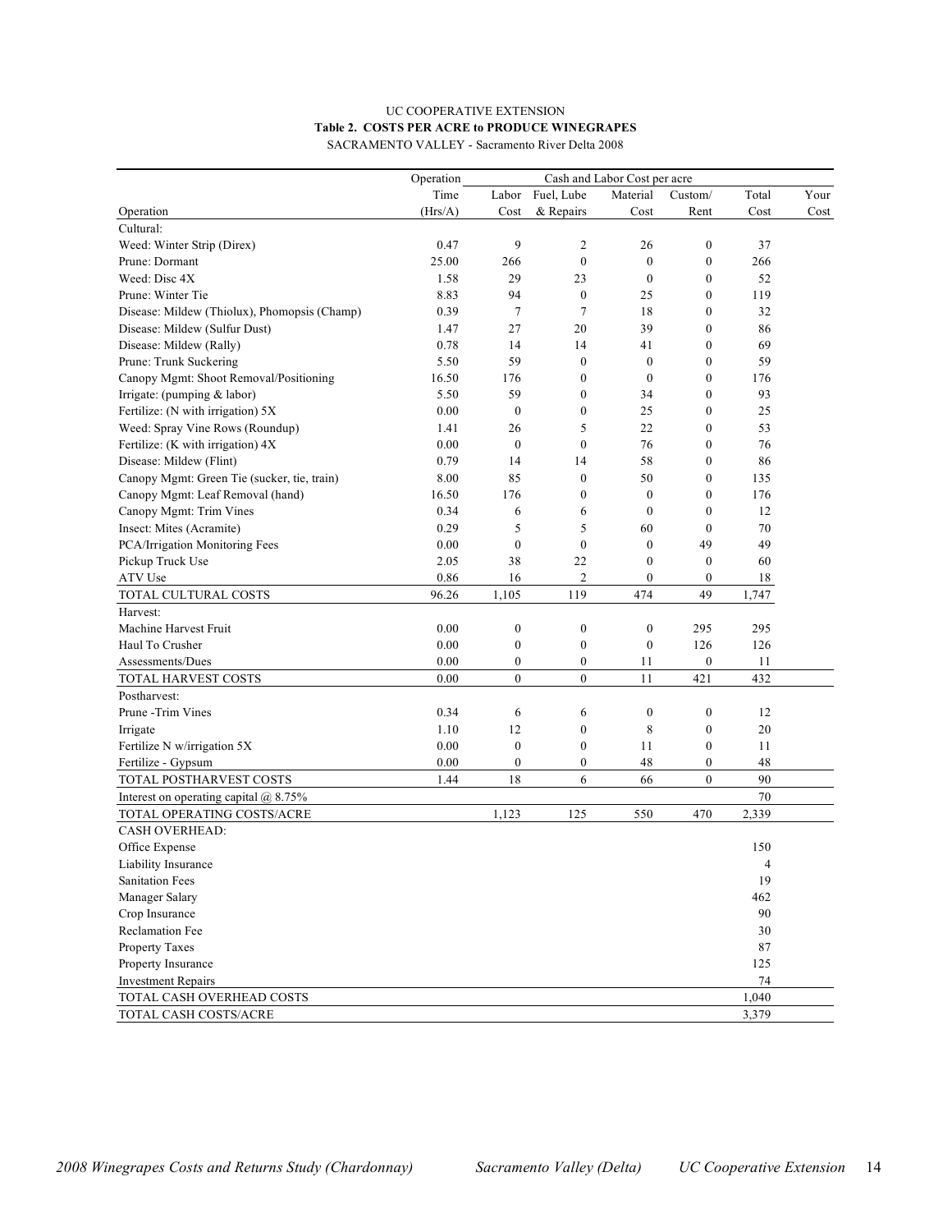UC COOPERATIVE EXTENSION

**Table 2. COSTS PER ACRE to PRODUCE WINEGRAPES**

SACRAMENTO VALLEY - Sacramento River Delta 2008

| | Operation | Cash and Labor Cost per acre | | | | | |
|---|---|---|---|---|---|---|---|
| Operation | Time (Hrs/A) | Labor Cost | Fuel, Lube & Repairs | Material Cost | Custom/ Rent | Total Cost | Your Cost |
| Cultural: | | | | | | | |
| Weed: Winter Strip (Direx) | 0.47 | 9 | 2 | 26 | 0 | 37 | |
| Prune: Dormant | 25.00 | 266 | 0 | 0 | 0 | 266 | |
| Weed: Disc 4X | 1.58 | 29 | 23 | 0 | 0 | 52 | |
| Prune: Winter Tie | 8.83 | 94 | 0 | 25 | 0 | 119 | |
| Disease: Mildew (Thiolux), Phomopsis (Champ) | 0.39 | 7 | 7 | 18 | 0 | 32 | |
| Disease: Mildew (Sulfur Dust) | 1.47 | 27 | 20 | 39 | 0 | 86 | |
| Disease: Mildew (Rally) | 0.78 | 14 | 14 | 41 | 0 | 69 | |
| Prune: Trunk Suckering | 5.50 | 59 | 0 | 0 | 0 | 59 | |
| Canopy Mgmt: Shoot Removal/Positioning | 16.50 | 176 | 0 | 0 | 0 | 176 | |
| Irrigate: (pumping & labor) | 5.50 | 59 | 0 | 34 | 0 | 93 | |
| Fertilize: (N with irrigation) 5X | 0.00 | 0 | 0 | 25 | 0 | 25 | |
| Weed: Spray Vine Rows (Roundup) | 1.41 | 26 | 5 | 22 | 0 | 53 | |
| Fertilize: (K with irrigation) 4X | 0.00 | 0 | 0 | 76 | 0 | 76 | |
| Disease: Mildew (Flint) | 0.79 | 14 | 14 | 58 | 0 | 86 | |
| Canopy Mgmt: Green Tie (sucker, tie, train) | 8.00 | 85 | 0 | 50 | 0 | 135 | |
| Canopy Mgmt: Leaf Removal (hand) | 16.50 | 176 | 0 | 0 | 0 | 176 | |
| Canopy Mgmt: Trim Vines | 0.34 | 6 | 6 | 0 | 0 | 12 | |
| Insect: Mites (Acramite) | 0.29 | 5 | 5 | 60 | 0 | 70 | |
| PCA/Irrigation Monitoring Fees | 0.00 | 0 | 0 | 0 | 49 | 49 | |
| Pickup Truck Use | 2.05 | 38 | 22 | 0 | 0 | 60 | |
| ATV Use | 0.86 | 16 | 2 | 0 | 0 | 18 | |
| TOTAL CULTURAL COSTS | 96.26 | 1,105 | 119 | 474 | 49 | 1,747 | |
| Harvest: | | | | | | | |
| Machine Harvest Fruit | 0.00 | 0 | 0 | 0 | 295 | 295 | |
| Haul To Crusher | 0.00 | 0 | 0 | 0 | 126 | 126 | |
| Assessments/Dues | 0.00 | 0 | 0 | 11 | 0 | 11 | |
| TOTAL HARVEST COSTS | 0.00 | 0 | 0 | 11 | 421 | 432 | |
| Postharvest: | | | | | | | |
| Prune -Trim Vines | 0.34 | 6 | 6 | 0 | 0 | 12 | |
| Irrigate | 1.10 | 12 | 0 | 8 | 0 | 20 | |
| Fertilize N w/irrigation 5X | 0.00 | 0 | 0 | 11 | 0 | 11 | |
| Fertilize - Gypsum | 0.00 | 0 | 0 | 48 | 0 | 48 | |
| TOTAL POSTHARVEST COSTS | 1.44 | 18 | 6 | 66 | 0 | 90 | |
| Interest on operating capital @ 8.75% | | | | | | 70 | |
| TOTAL OPERATING COSTS/ACRE | | 1,123 | 125 | 550 | 470 | 2,339 | |
| CASH OVERHEAD: | | | | | | | |
| Office Expense | | | | | | 150 | |
| Liability Insurance | | | | | | 4 | |
| Sanitation Fees | | | | | | 19 | |
| Manager Salary | | | | | | 462 | |
| Crop Insurance | | | | | | 90 | |
| Reclamation Fee | | | | | | 30 | |
| Property Taxes | | | | | | 87 | |
| Property Insurance | | | | | | 125 | |
| Investment Repairs | | | | | | 74 | |
| TOTAL CASH OVERHEAD COSTS | | | | | | 1,040 | |
| TOTAL CASH COSTS/ACRE | | | | | | 3,379 | |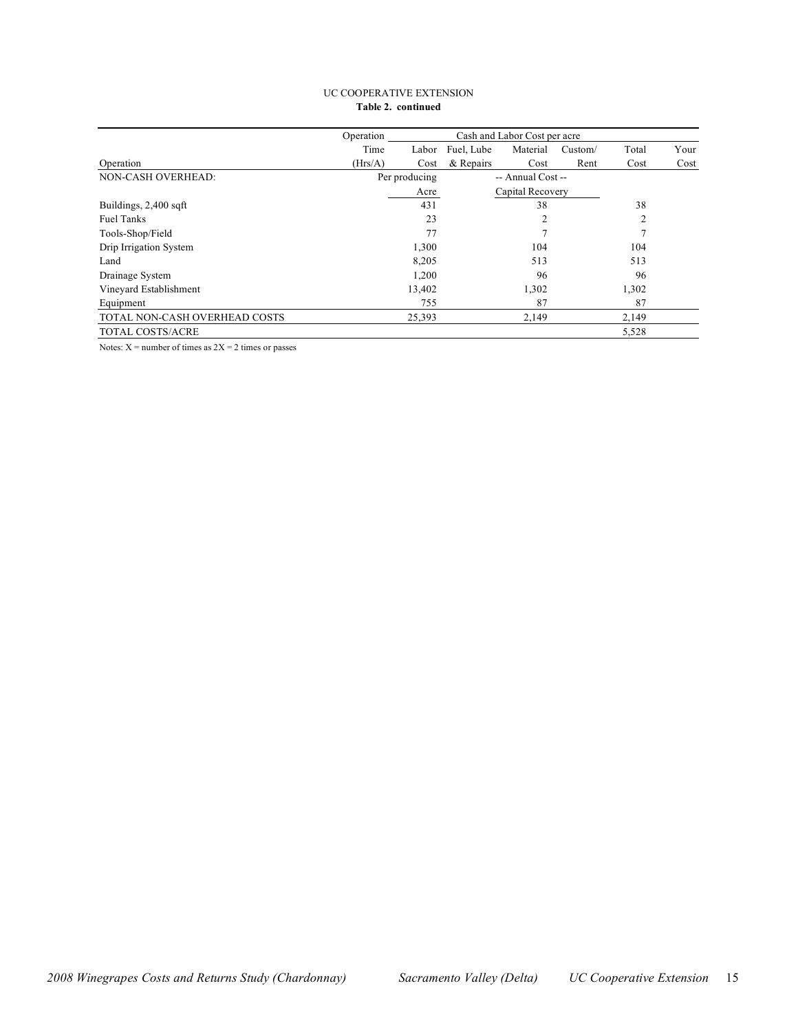UC COOPERATIVE EXTENSION

**Table 2. continued**

| Operation | Operation Time (Hrs/A) | Labor Cost | Fuel, Lube & Repairs | Material Cost | Custom/ Rent | Total Cost | Your Cost |
|---|---|---|---|---|---|---|---|
| | | Cash and Labor Cost per acre | | | | | |
| NON-CASH OVERHEAD: | | Per producing Acre | | -- Annual Cost -- Capital Recovery | | | |
| Buildings, 2,400 sqft | | 431 | | 38 | | 38 | |
| Fuel Tanks | | 23 | | 2 | | 2 | |
| Tools-Shop/Field | | 77 | | 7 | | 7 | |
| Drip Irrigation System | | 1,300 | | 104 | | 104 | |
| Land | | 8,205 | | 513 | | 513 | |
| Drainage System | | 1,200 | | 96 | | 96 | |
| Vineyard Establishment | | 13,402 | | 1,302 | | 1,302 | |
| Equipment | | 755 | | 87 | | 87 | |
| TOTAL NON-CASH OVERHEAD COSTS | | 25,393 | | 2,149 | | 2,149 | |
| TOTAL COSTS/ACRE | | | | | | 5,528 | |

Notes: X = number of times as 2X = 2 times or passes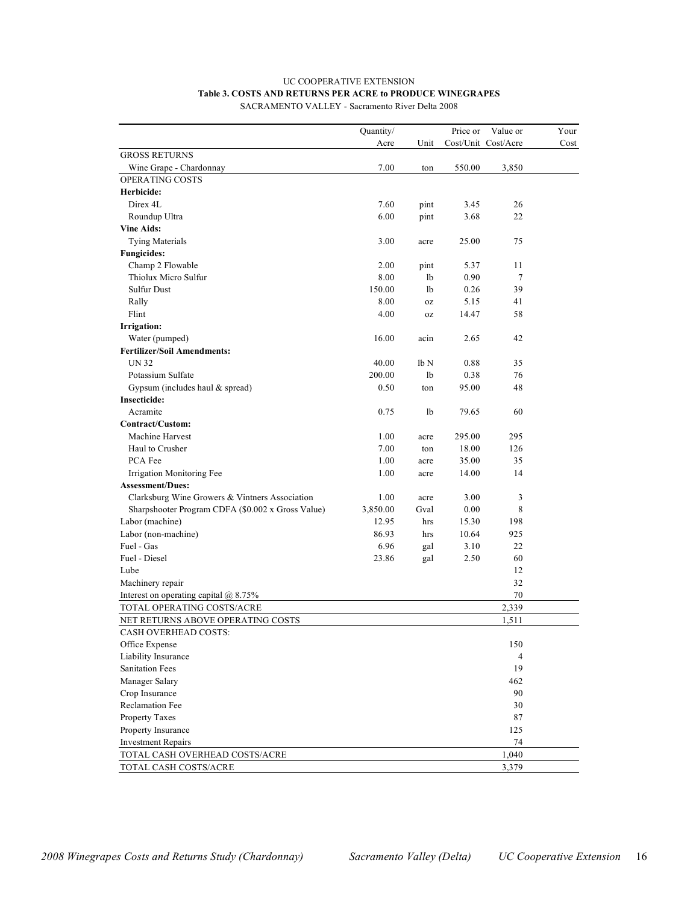UC COOPERATIVE EXTENSION

**Table 3. COSTS AND RETURNS PER ACRE to PRODUCE WINEGRAPES**

SACRAMENTO VALLEY - Sacramento River Delta 2008

| | Quantity/ Acre | Unit | Price or Cost/Unit | Value or Cost/Acre | Your Cost |
|---|---|---|---|---|---|
| GROSS RETURNS | | | | | |
| Wine Grape - Chardonnay | 7.00 | ton | 550.00 | 3,850 | |
| OPERATING COSTS | | | | | |
| **Herbicide:** | | | | | |
| Direx 4L | 7.60 | pint | 3.45 | 26 | |
| Roundup Ultra | 6.00 | pint | 3.68 | 22 | |
| **Vine Aids:** | | | | | |
| Tying Materials | 3.00 | acre | 25.00 | 75 | |
| **Fungicides:** | | | | | |
| Champ 2 Flowable | 2.00 | pint | 5.37 | 11 | |
| Thiolux Micro Sulfur | 8.00 | lb | 0.90 | 7 | |
| Sulfur Dust | 150.00 | lb | 0.26 | 39 | |
| Rally | 8.00 | oz | 5.15 | 41 | |
| Flint | 4.00 | oz | 14.47 | 58 | |
| **Irrigation:** | | | | | |
| Water (pumped) | 16.00 | acin | 2.65 | 42 | |
| **Fertilizer/Soil Amendments:** | | | | | |
| UN 32 | 40.00 | lb N | 0.88 | 35 | |
| Potassium Sulfate | 200.00 | lb | 0.38 | 76 | |
| Gypsum (includes haul & spread) | 0.50 | ton | 95.00 | 48 | |
| **Insecticide:** | | | | | |
| Acramite | 0.75 | lb | 79.65 | 60 | |
| **Contract/Custom:** | | | | | |
| Machine Harvest | 1.00 | acre | 295.00 | 295 | |
| Haul to Crusher | 7.00 | ton | 18.00 | 126 | |
| PCA Fee | 1.00 | acre | 35.00 | 35 | |
| Irrigation Monitoring Fee | 1.00 | acre | 14.00 | 14 | |
| **Assessment/Dues:** | | | | | |
| Clarksburg Wine Growers & Vintners Association | 1.00 | acre | 3.00 | 3 | |
| Sharpshooter Program CDFA ($0.002 x Gross Value) | 3,850.00 | Gval | 0.00 | 8 | |
| Labor (machine) | 12.95 | hrs | 15.30 | 198 | |
| Labor (non-machine) | 86.93 | hrs | 10.64 | 925 | |
| Fuel - Gas | 6.96 | gal | 3.10 | 22 | |
| Fuel - Diesel | 23.86 | gal | 2.50 | 60 | |
| Lube | | | | 12 | |
| Machinery repair | | | | 32 | |
| Interest on operating capital @ 8.75% | | | | 70 | |
| TOTAL OPERATING COSTS/ACRE | | | | 2,339 | |
| NET RETURNS ABOVE OPERATING COSTS | | | | 1,511 | |
| CASH OVERHEAD COSTS: | | | | | |
| Office Expense | | | | 150 | |
| Liability Insurance | | | | 4 | |
| Sanitation Fees | | | | 19 | |
| Manager Salary | | | | 462 | |
| Crop Insurance | | | | 90 | |
| Reclamation Fee | | | | 30 | |
| Property Taxes | | | | 87 | |
| Property Insurance | | | | 125 | |
| Investment Repairs | | | | 74 | |
| TOTAL CASH OVERHEAD COSTS/ACRE | | | | 1,040 | |
| TOTAL CASH COSTS/ACRE | | | | 3,379 | |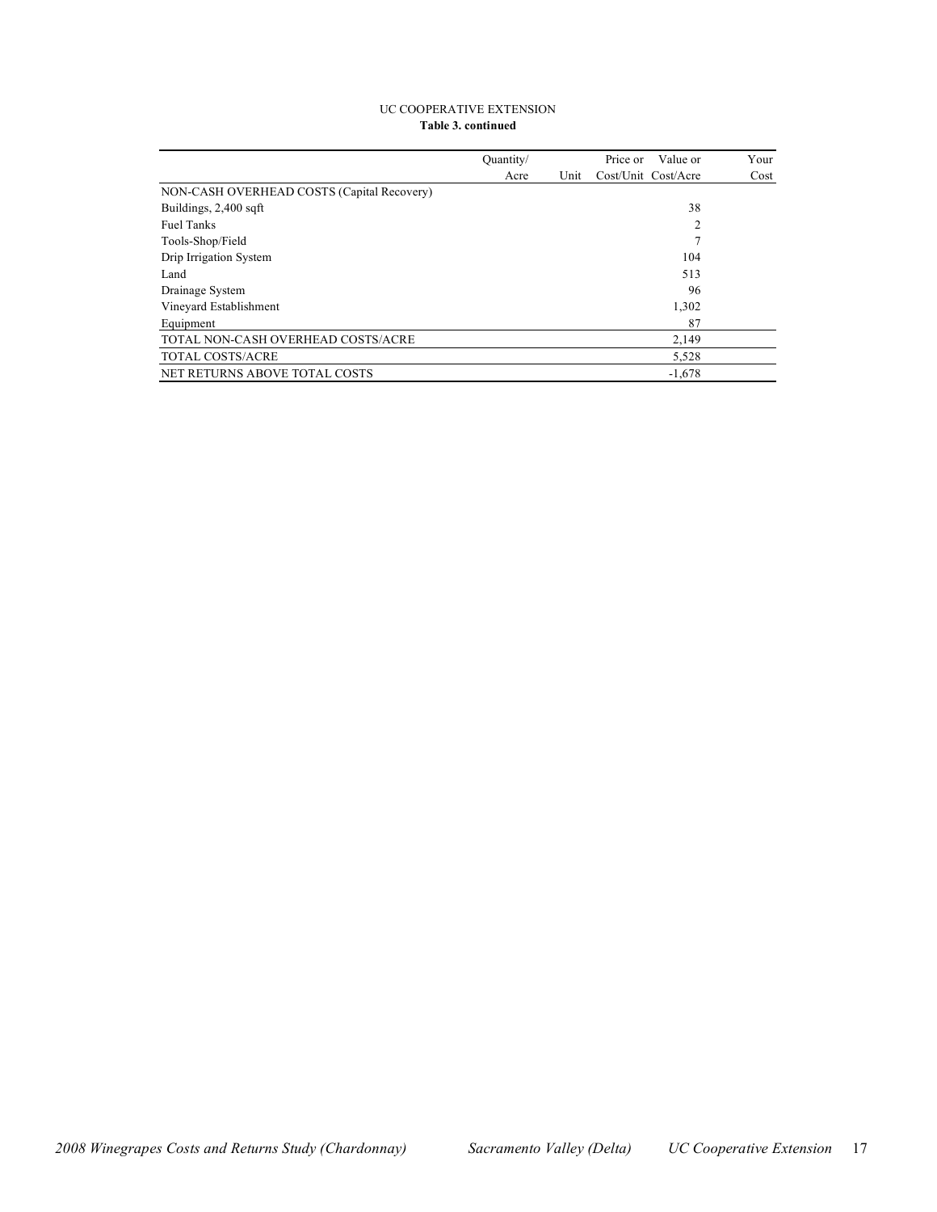UC COOPERATIVE EXTENSION

**Table 3. continued**

| | Quantity/ Acre | Unit | Price or Cost/Unit | Value or Cost/Acre | Your Cost |
|---|---|---|---|---|---|
| NON-CASH OVERHEAD COSTS (Capital Recovery) | | | | | |
| Buildings, 2,400 sqft | | | | 38 | |
| Fuel Tanks | | | | 2 | |
| Tools-Shop/Field | | | | 7 | |
| Drip Irrigation System | | | | 104 | |
| Land | | | | 513 | |
| Drainage System | | | | 96 | |
| Vineyard Establishment | | | | 1,302 | |
| Equipment | | | | 87 | |
| TOTAL NON-CASH OVERHEAD COSTS/ACRE | | | | 2,149 | |
| TOTAL COSTS/ACRE | | | | 5,528 | |
| NET RETURNS ABOVE TOTAL COSTS | | | | -1,678 | |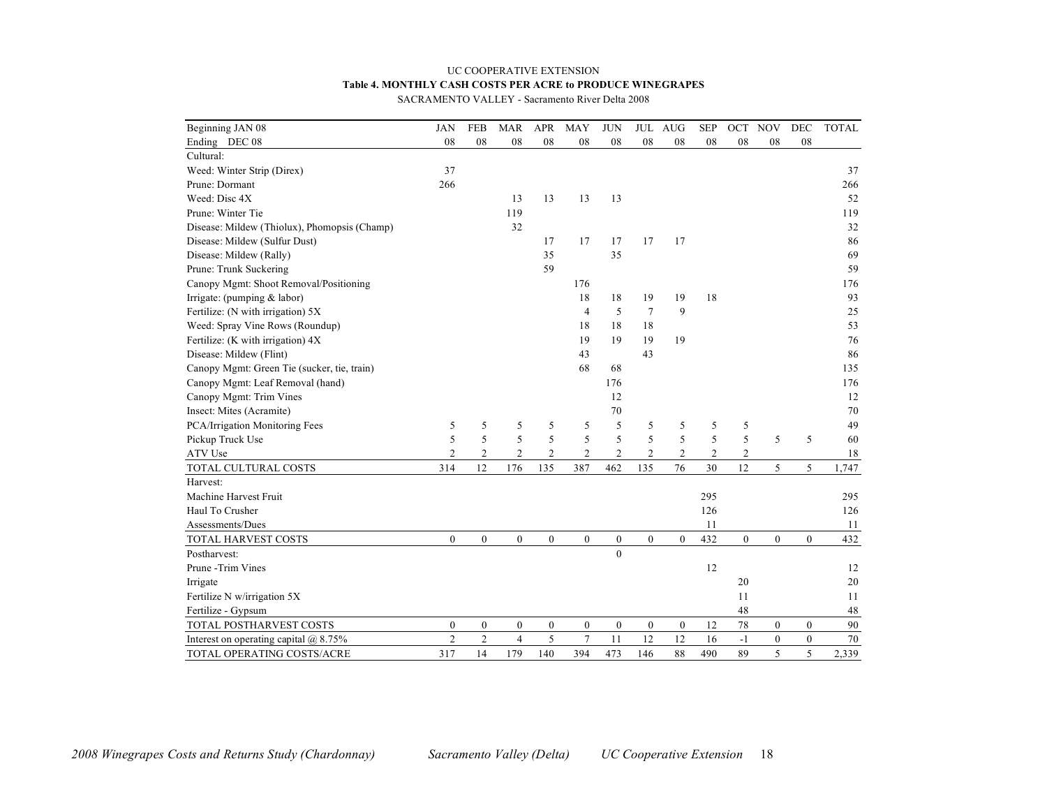UC COOPERATIVE EXTENSION

**Table 4. MONTHLY CASH COSTS PER ACRE to PRODUCE WINEGRAPES**

SACRAMENTO VALLEY - Sacramento River Delta 2008

| Beginning JAN 08<br>Ending DEC 08 | JAN<br>08 | FEB<br>08 | MAR<br>08 | APR<br>08 | MAY<br>08 | JUN<br>08 | JUL<br>08 | AUG<br>08 | SEP<br>08 | OCT<br>08 | NOV<br>08 | DEC<br>08 | TOTAL |
|---|---|---|---|---|---|---|---|---|---|---|---|---|---|
| Cultural: | | | | | | | | | | | | | |
| Weed: Winter Strip (Direx) | 37 | | | | | | | | | | | | 37 |
| Prune: Dormant | 266 | | | | | | | | | | | | 266 |
| Weed: Disc 4X | | | 13 | 13 | 13 | 13 | | | | | | | 52 |
| Prune: Winter Tie | | | 119 | | | | | | | | | | 119 |
| Disease: Mildew (Thiolux), Phomopsis (Champ) | | | 32 | | | | | | | | | | 32 |
| Disease: Mildew (Sulfur Dust) | | | | 17 | 17 | 17 | 17 | 17 | | | | | 86 |
| Disease: Mildew (Rally) | | | | 35 | | 35 | | | | | | | 69 |
| Prune: Trunk Suckering | | | | 59 | | | | | | | | | 59 |
| Canopy Mgmt: Shoot Removal/Positioning | | | | | 176 | | | | | | | | 176 |
| Irrigate: (pumping & labor) | | | | | 18 | 18 | 19 | 19 | 18 | | | | 93 |
| Fertilize: (N with irrigation) 5X | | | | | 4 | 5 | 7 | 9 | | | | | 25 |
| Weed: Spray Vine Rows (Roundup) | | | | | 18 | 18 | 18 | | | | | | 53 |
| Fertilize: (K with irrigation) 4X | | | | | 19 | 19 | 19 | 19 | | | | | 76 |
| Disease: Mildew (Flint) | | | | | 43 | | 43 | | | | | | 86 |
| Canopy Mgmt: Green Tie (sucker, tie, train) | | | | | 68 | 68 | | | | | | | 135 |
| Canopy Mgmt: Leaf Removal (hand) | | | | | | 176 | | | | | | | 176 |
| Canopy Mgmt: Trim Vines | | | | | | 12 | | | | | | | 12 |
| Insect: Mites (Acramite) | | | | | | 70 | | | | | | | 70 |
| PCA/Irrigation Monitoring Fees | 5 | 5 | 5 | 5 | 5 | 5 | 5 | 5 | 5 | 5 | | | 49 |
| Pickup Truck Use | 5 | 5 | 5 | 5 | 5 | 5 | 5 | 5 | 5 | 5 | 5 | 5 | 60 |
| ATV Use | 2 | 2 | 2 | 2 | 2 | 2 | 2 | 2 | 2 | 2 | | | 18 |
| TOTAL CULTURAL COSTS | 314 | 12 | 176 | 135 | 387 | 462 | 135 | 76 | 30 | 12 | 5 | 5 | 1,747 |
| Harvest: | | | | | | | | | | | | | |
| Machine Harvest Fruit | | | | | | | | | 295 | | | | 295 |
| Haul To Crusher | | | | | | | | | 126 | | | | 126 |
| Assessments/Dues | | | | | | | | | 11 | | | | 11 |
| TOTAL HARVEST COSTS | 0 | 0 | 0 | 0 | 0 | 0 | 0 | 0 | 432 | 0 | 0 | 0 | 432 |
| Postharvest: | | | | | | 0 | | | | | | | |
| Prune -Trim Vines | | | | | | | | | 12 | | | | 12 |
| Irrigate | | | | | | | | | | 20 | | | 20 |
| Fertilize N w/irrigation 5X | | | | | | | | | | 11 | | | 11 |
| Fertilize - Gypsum | | | | | | | | | | 48 | | | 48 |
| TOTAL POSTHARVEST COSTS | 0 | 0 | 0 | 0 | 0 | 0 | 0 | 0 | 12 | 78 | 0 | 0 | 90 |
| Interest on operating capital @ 8.75% | 2 | 2 | 4 | 5 | 7 | 11 | 12 | 12 | 16 | -1 | 0 | 0 | 70 |
| TOTAL OPERATING COSTS/ACRE | 317 | 14 | 179 | 140 | 394 | 473 | 146 | 88 | 490 | 89 | 5 | 5 | 2,339 |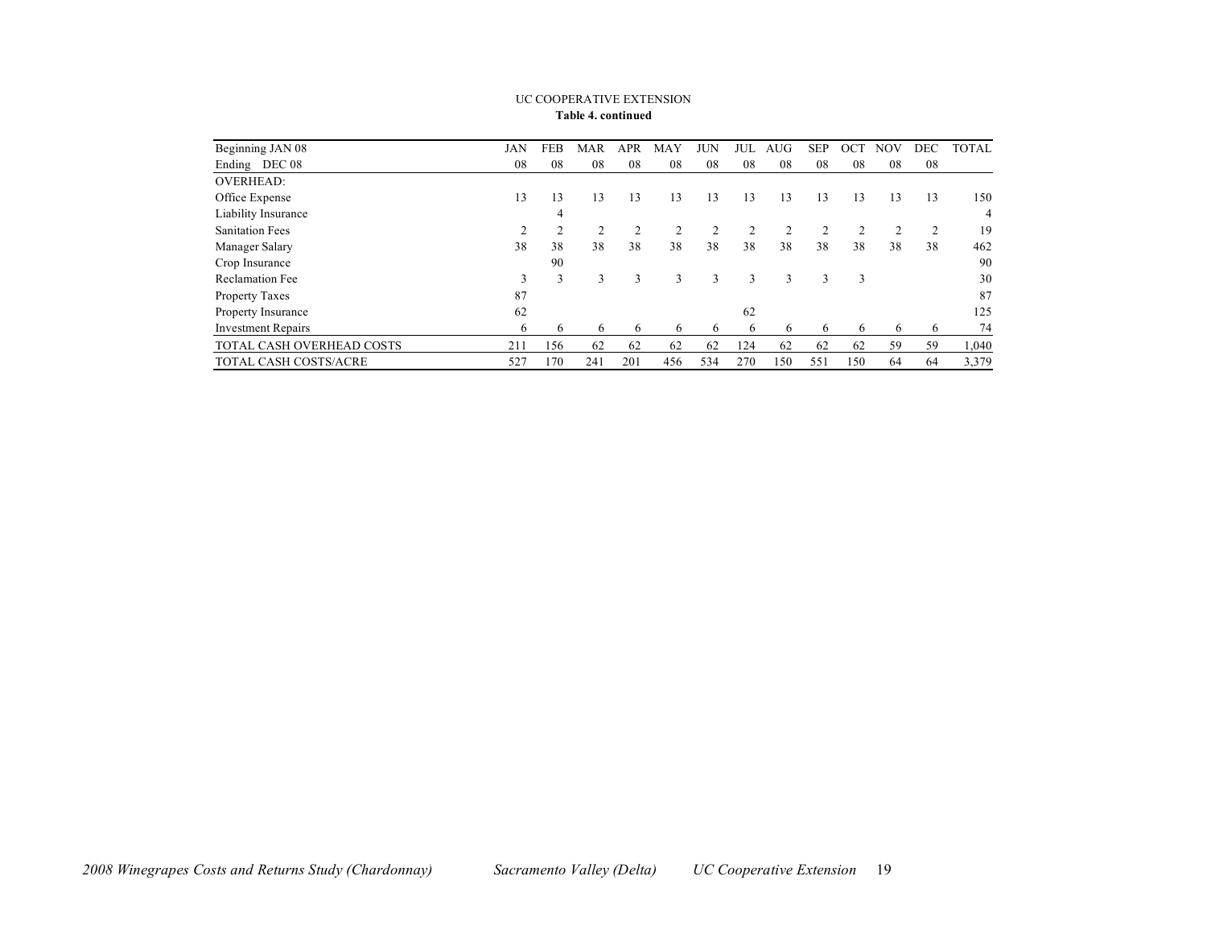UC COOPERATIVE EXTENSION

**Table 4. continued**

| Beginning JAN 08 | JAN | FEB | MAR | APR | MAY | JUN | JUL | AUG | SEP | OCT | NOV | DEC | TOTAL |
|---|---|---|---|---|---|---|---|---|---|---|---|---|---|
| Ending DEC 08 | 08 | 08 | 08 | 08 | 08 | 08 | 08 | 08 | 08 | 08 | 08 | 08 | |
| OVERHEAD: | | | | | | | | | | | | | |
| Office Expense | 13 | 13 | 13 | 13 | 13 | 13 | 13 | 13 | 13 | 13 | 13 | 13 | 150 |
| Liability Insurance | | 4 | | | | | | | | | | | 4 |
| Sanitation Fees | 2 | 2 | 2 | 2 | 2 | 2 | 2 | 2 | 2 | 2 | 2 | 2 | 19 |
| Manager Salary | 38 | 38 | 38 | 38 | 38 | 38 | 38 | 38 | 38 | 38 | 38 | 38 | 462 |
| Crop Insurance | | 90 | | | | | | | | | | | 90 |
| Reclamation Fee | 3 | 3 | 3 | 3 | 3 | 3 | 3 | 3 | 3 | 3 | | | 30 |
| Property Taxes | 87 | | | | | | | | | | | | 87 |
| Property Insurance | 62 | | | | | | 62 | | | | | | 125 |
| Investment Repairs | 6 | 6 | 6 | 6 | 6 | 6 | 6 | 6 | 6 | 6 | 6 | 6 | 74 |
| TOTAL CASH OVERHEAD COSTS | 211 | 156 | 62 | 62 | 62 | 62 | 124 | 62 | 62 | 62 | 59 | 59 | 1,040 |
| TOTAL CASH COSTS/ACRE | 527 | 170 | 241 | 201 | 456 | 534 | 270 | 150 | 551 | 150 | 64 | 64 | 3,379 |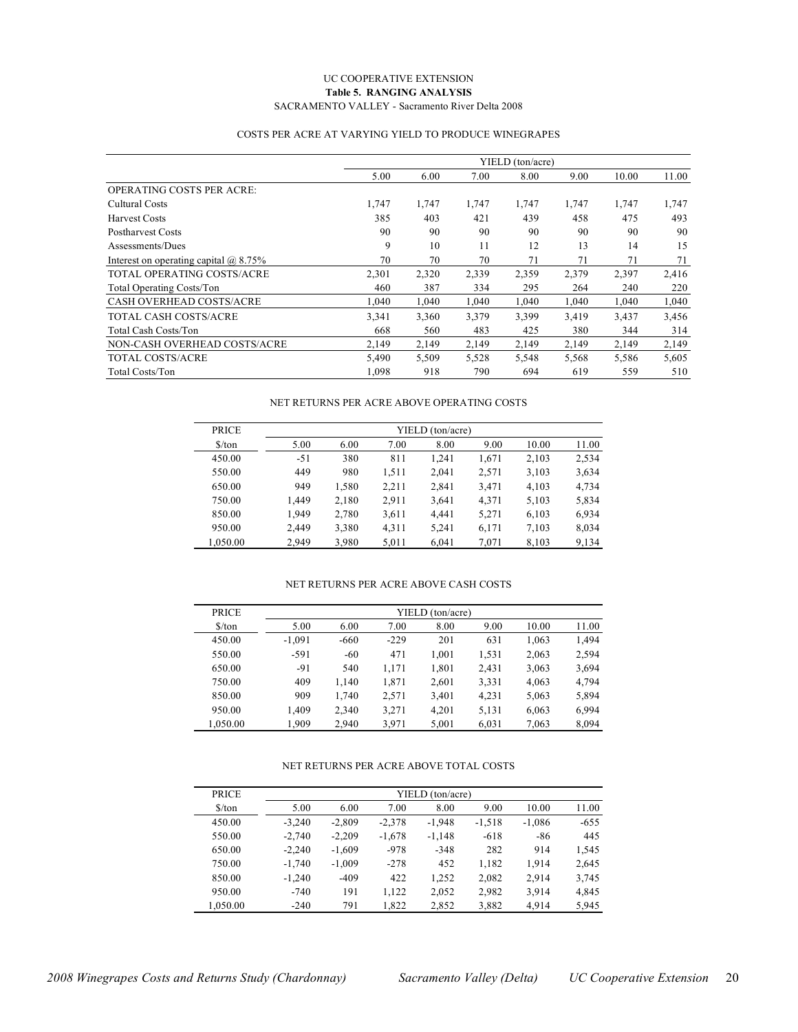UC COOPERATIVE EXTENSION

**Table 5. RANGING ANALYSIS**

SACRAMENTO VALLEY - Sacramento River Delta 2008

COSTS PER ACRE AT VARYING YIELD TO PRODUCE WINEGRAPES

| | YIELD (ton/acre) | | | | | | |
|---|---|---|---|---|---|---|---|
| | 5.00 | 6.00 | 7.00 | 8.00 | 9.00 | 10.00 | 11.00 |
| OPERATING COSTS PER ACRE: | | | | | | | |
| Cultural Costs | 1,747 | 1,747 | 1,747 | 1,747 | 1,747 | 1,747 | 1,747 |
| Harvest Costs | 385 | 403 | 421 | 439 | 458 | 475 | 493 |
| Postharvest Costs | 90 | 90 | 90 | 90 | 90 | 90 | 90 |
| Assessments/Dues | 9 | 10 | 11 | 12 | 13 | 14 | 15 |
| Interest on operating capital @ 8.75% | 70 | 70 | 70 | 71 | 71 | 71 | 71 |
| TOTAL OPERATING COSTS/ACRE | 2,301 | 2,320 | 2,339 | 2,359 | 2,379 | 2,397 | 2,416 |
| Total Operating Costs/Ton | 460 | 387 | 334 | 295 | 264 | 240 | 220 |
| CASH OVERHEAD COSTS/ACRE | 1,040 | 1,040 | 1,040 | 1,040 | 1,040 | 1,040 | 1,040 |
| TOTAL CASH COSTS/ACRE | 3,341 | 3,360 | 3,379 | 3,399 | 3,419 | 3,437 | 3,456 |
| Total Cash Costs/Ton | 668 | 560 | 483 | 425 | 380 | 344 | 314 |
| NON-CASH OVERHEAD COSTS/ACRE | 2,149 | 2,149 | 2,149 | 2,149 | 2,149 | 2,149 | 2,149 |
| TOTAL COSTS/ACRE | 5,490 | 5,509 | 5,528 | 5,548 | 5,568 | 5,586 | 5,605 |
| Total Costs/Ton | 1,098 | 918 | 790 | 694 | 619 | 559 | 510 |

NET RETURNS PER ACRE ABOVE OPERATING COSTS

| PRICE | YIELD (ton/acre) | | | | | | |
|---|---|---|---|---|---|---|---|
| $/ton | 5.00 | 6.00 | 7.00 | 8.00 | 9.00 | 10.00 | 11.00 |
| 450.00 | -51 | 380 | 811 | 1,241 | 1,671 | 2,103 | 2,534 |
| 550.00 | 449 | 980 | 1,511 | 2,041 | 2,571 | 3,103 | 3,634 |
| 650.00 | 949 | 1,580 | 2,211 | 2,841 | 3,471 | 4,103 | 4,734 |
| 750.00 | 1,449 | 2,180 | 2,911 | 3,641 | 4,371 | 5,103 | 5,834 |
| 850.00 | 1,949 | 2,780 | 3,611 | 4,441 | 5,271 | 6,103 | 6,934 |
| 950.00 | 2,449 | 3,380 | 4,311 | 5,241 | 6,171 | 7,103 | 8,034 |
| 1,050.00 | 2,949 | 3,980 | 5,011 | 6,041 | 7,071 | 8,103 | 9,134 |

NET RETURNS PER ACRE ABOVE CASH COSTS

| PRICE | YIELD (ton/acre) | | | | | | |
|---|---|---|---|---|---|---|---|
| $/ton | 5.00 | 6.00 | 7.00 | 8.00 | 9.00 | 10.00 | 11.00 |
| 450.00 | -1,091 | -660 | -229 | 201 | 631 | 1,063 | 1,494 |
| 550.00 | -591 | -60 | 471 | 1,001 | 1,531 | 2,063 | 2,594 |
| 650.00 | -91 | 540 | 1,171 | 1,801 | 2,431 | 3,063 | 3,694 |
| 750.00 | 409 | 1,140 | 1,871 | 2,601 | 3,331 | 4,063 | 4,794 |
| 850.00 | 909 | 1,740 | 2,571 | 3,401 | 4,231 | 5,063 | 5,894 |
| 950.00 | 1,409 | 2,340 | 3,271 | 4,201 | 5,131 | 6,063 | 6,994 |
| 1,050.00 | 1,909 | 2,940 | 3,971 | 5,001 | 6,031 | 7,063 | 8,094 |

NET RETURNS PER ACRE ABOVE TOTAL COSTS

| PRICE | YIELD (ton/acre) | | | | | | |
|---|---|---|---|---|---|---|---|
| $/ton | 5.00 | 6.00 | 7.00 | 8.00 | 9.00 | 10.00 | 11.00 |
| 450.00 | -3,240 | -2,809 | -2,378 | -1,948 | -1,518 | -1,086 | -655 |
| 550.00 | -2,740 | -2,209 | -1,678 | -1,148 | -618 | -86 | 445 |
| 650.00 | -2,240 | -1,609 | -978 | -348 | 282 | 914 | 1,545 |
| 750.00 | -1,740 | -1,009 | -278 | 452 | 1,182 | 1,914 | 2,645 |
| 850.00 | -1,240 | -409 | 422 | 1,252 | 2,082 | 2,914 | 3,745 |
| 950.00 | -740 | 191 | 1,122 | 2,052 | 2,982 | 3,914 | 4,845 |
| 1,050.00 | -240 | 791 | 1,822 | 2,852 | 3,882 | 4,914 | 5,945 |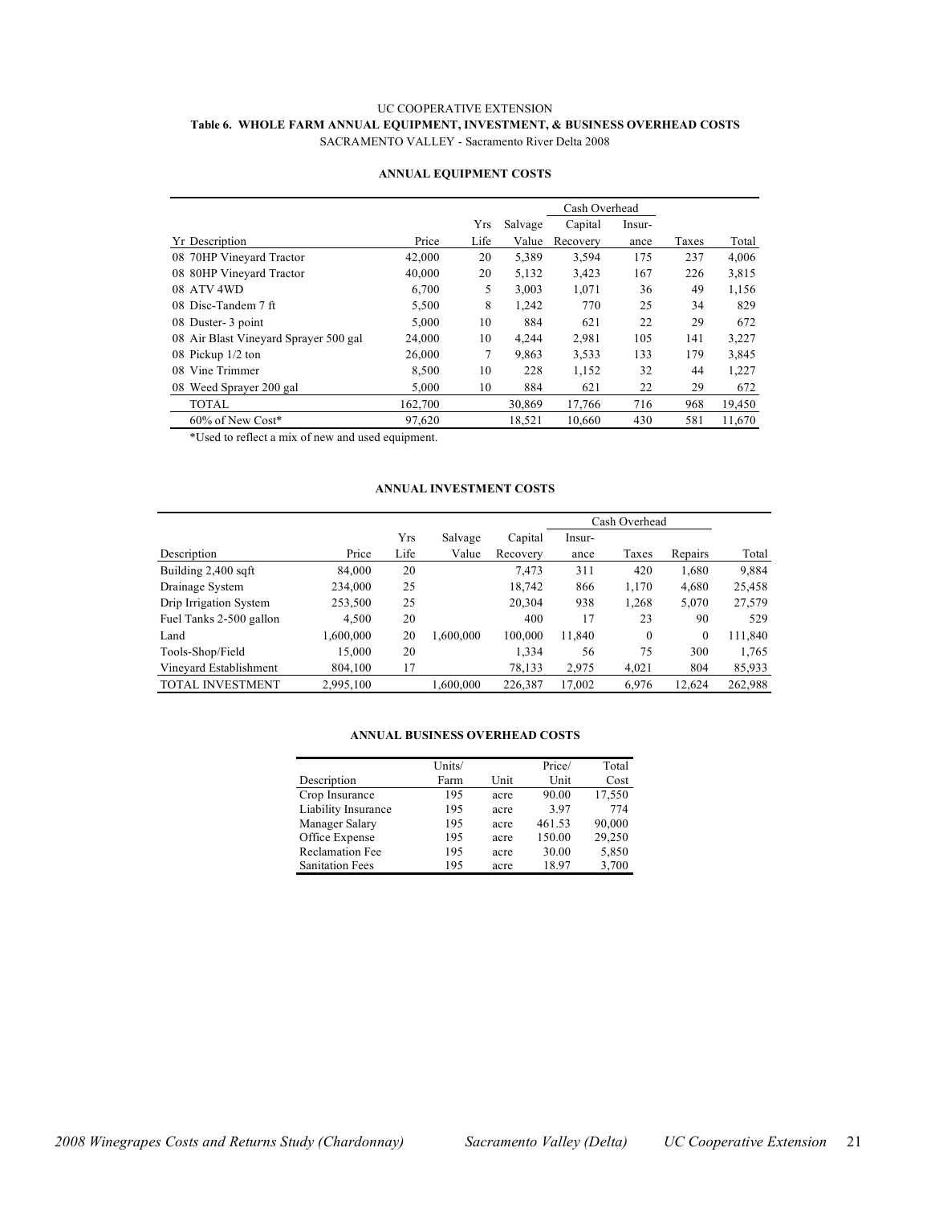UC COOPERATIVE EXTENSION

**Table 6. WHOLE FARM ANNUAL EQUIPMENT, INVESTMENT, & BUSINESS OVERHEAD COSTS**

SACRAMENTO VALLEY - Sacramento River Delta 2008

**ANNUAL EQUIPMENT COSTS**

| | | | | Cash Overhead | | | |
|---|---|---|---|---|---|---|---|
| Yr Description | Price | Yrs Life | Salvage Value | Capital Recovery | Insur-ance | Taxes | Total |
| 08 70HP Vineyard Tractor | 42,000 | 20 | 5,389 | 3,594 | 175 | 237 | 4,006 |
| 08 80HP Vineyard Tractor | 40,000 | 20 | 5,132 | 3,423 | 167 | 226 | 3,815 |
| 08 ATV 4WD | 6,700 | 5 | 3,003 | 1,071 | 36 | 49 | 1,156 |
| 08 Disc-Tandem 7 ft | 5,500 | 8 | 1,242 | 770 | 25 | 34 | 829 |
| 08 Duster- 3 point | 5,000 | 10 | 884 | 621 | 22 | 29 | 672 |
| 08 Air Blast Vineyard Sprayer 500 gal | 24,000 | 10 | 4,244 | 2,981 | 105 | 141 | 3,227 |
| 08 Pickup 1/2 ton | 26,000 | 7 | 9,863 | 3,533 | 133 | 179 | 3,845 |
| 08 Vine Trimmer | 8,500 | 10 | 228 | 1,152 | 32 | 44 | 1,227 |
| 08 Weed Sprayer 200 gal | 5,000 | 10 | 884 | 621 | 22 | 29 | 672 |
| TOTAL | 162,700 | | 30,869 | 17,766 | 716 | 968 | 19,450 |
| 60% of New Cost* | 97,620 | | 18,521 | 10,660 | 430 | 581 | 11,670 |

*Used to reflect a mix of new and used equipment.

**ANNUAL INVESTMENT COSTS**

| | | | | | Cash Overhead | | | |
|---|---|---|---|---|---|---|---|---|
| Description | Price | Yrs Life | Salvage Value | Capital Recovery | Insur-ance | Taxes | Repairs | Total |
| Building 2,400 sqft | 84,000 | 20 | | 7,473 | 311 | 420 | 1,680 | 9,884 |
| Drainage System | 234,000 | 25 | | 18,742 | 866 | 1,170 | 4,680 | 25,458 |
| Drip Irrigation System | 253,500 | 25 | | 20,304 | 938 | 1,268 | 5,070 | 27,579 |
| Fuel Tanks 2-500 gallon | 4,500 | 20 | | 400 | 17 | 23 | 90 | 529 |
| Land | 1,600,000 | 20 | 1,600,000 | 100,000 | 11,840 | 0 | 0 | 111,840 |
| Tools-Shop/Field | 15,000 | 20 | | 1,334 | 56 | 75 | 300 | 1,765 |
| Vineyard Establishment | 804,100 | 17 | | 78,133 | 2,975 | 4,021 | 804 | 85,933 |
| TOTAL INVESTMENT | 2,995,100 | | 1,600,000 | 226,387 | 17,002 | 6,976 | 12,624 | 262,988 |

**ANNUAL BUSINESS OVERHEAD COSTS**

| Description | Units/ Farm | Unit | Price/ Unit | Total Cost |
|---|---|---|---|---|
| Crop Insurance | 195 | acre | 90.00 | 17,550 |
| Liability Insurance | 195 | acre | 3.97 | 774 |
| Manager Salary | 195 | acre | 461.53 | 90,000 |
| Office Expense | 195 | acre | 150.00 | 29,250 |
| Reclamation Fee | 195 | acre | 30.00 | 5,850 |
| Sanitation Fees | 195 | acre | 18.97 | 3,700 |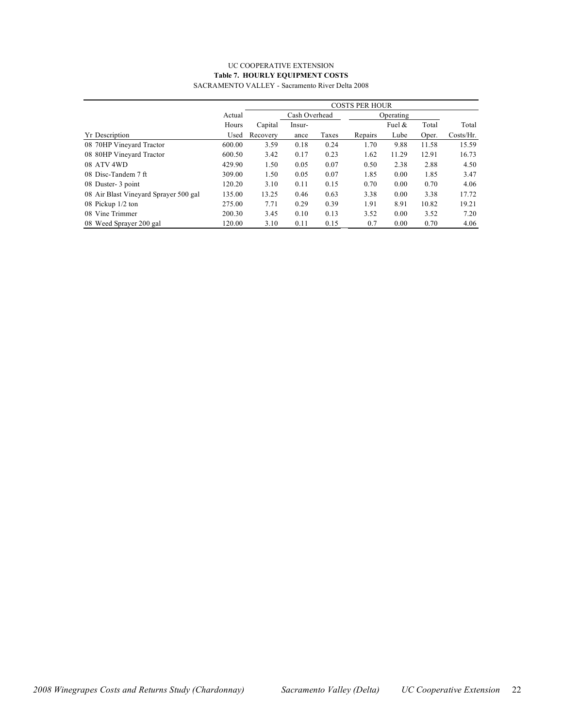UC COOPERATIVE EXTENSION

**Table 7. HOURLY EQUIPMENT COSTS**

SACRAMENTO VALLEY - Sacramento River Delta 2008

| | | COSTS PER HOUR | | | | | | |
|---|---|---|---|---|---|---|---|---|
| | Actual | | Cash Overhead | | Operating | | | |
| | Hours | Capital | Insur- | | | Fuel & | Total | Total |
| Yr Description | Used | Recovery | ance | Taxes | Repairs | Lube | Oper. | Costs/Hr. |
| 08 70HP Vineyard Tractor | 600.00 | 3.59 | 0.18 | 0.24 | 1.70 | 9.88 | 11.58 | 15.59 |
| 08 80HP Vineyard Tractor | 600.50 | 3.42 | 0.17 | 0.23 | 1.62 | 11.29 | 12.91 | 16.73 |
| 08 ATV 4WD | 429.90 | 1.50 | 0.05 | 0.07 | 0.50 | 2.38 | 2.88 | 4.50 |
| 08 Disc-Tandem 7 ft | 309.00 | 1.50 | 0.05 | 0.07 | 1.85 | 0.00 | 1.85 | 3.47 |
| 08 Duster- 3 point | 120.20 | 3.10 | 0.11 | 0.15 | 0.70 | 0.00 | 0.70 | 4.06 |
| 08 Air Blast Vineyard Sprayer 500 gal | 135.00 | 13.25 | 0.46 | 0.63 | 3.38 | 0.00 | 3.38 | 17.72 |
| 08 Pickup 1/2 ton | 275.00 | 7.71 | 0.29 | 0.39 | 1.91 | 8.91 | 10.82 | 19.21 |
| 08 Vine Trimmer | 200.30 | 3.45 | 0.10 | 0.13 | 3.52 | 0.00 | 3.52 | 7.20 |
| 08 Weed Sprayer 200 gal | 120.00 | 3.10 | 0.11 | 0.15 | 0.7 | 0.00 | 0.70 | 4.06 |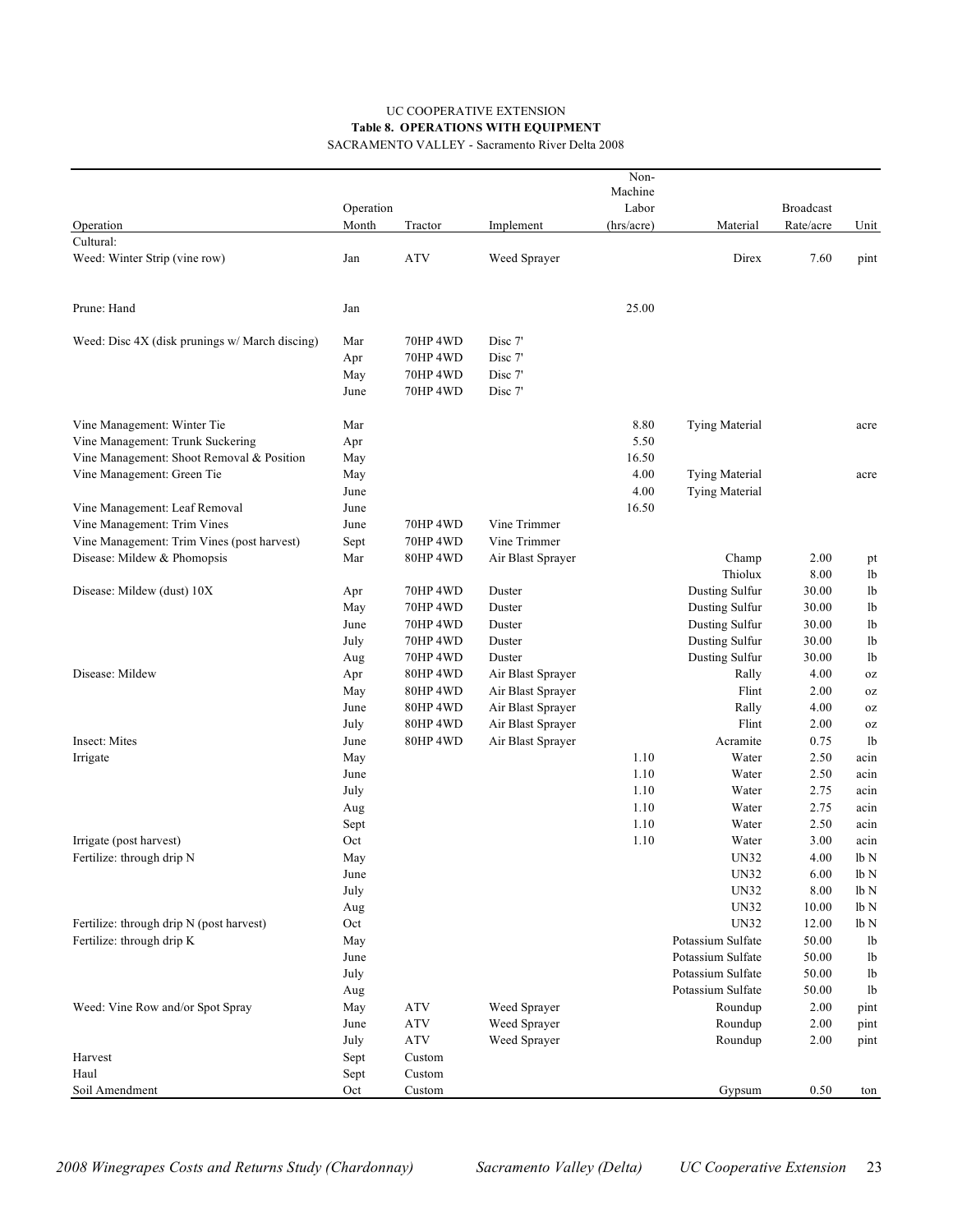UC COOPERATIVE EXTENSION

**Table 8. OPERATIONS WITH EQUIPMENT**

SACRAMENTO VALLEY - Sacramento River Delta 2008

| Operation | Operation Month | Tractor | Implement | Non-Machine Labor (hrs/acre) | Material | Broadcast Rate/acre | Unit |
|---|---|---|---|---|---|---|---|
| Cultural: | | | | | | | |
| Weed: Winter Strip (vine row) | Jan | ATV | Weed Sprayer | | Direx | 7.60 | pint |
| Prune: Hand | Jan | | | 25.00 | | | |
| Weed: Disc 4X (disk prunings w/ March discing) | Mar | 70HP 4WD | Disc 7' | | | | |
| | Apr | 70HP 4WD | Disc 7' | | | | |
| | May | 70HP 4WD | Disc 7' | | | | |
| | June | 70HP 4WD | Disc 7' | | | | |
| Vine Management: Winter Tie | Mar | | | 8.80 | Tying Material | | acre |
| Vine Management: Trunk Suckering | Apr | | | 5.50 | | | |
| Vine Management: Shoot Removal & Position | May | | | 16.50 | | | |
| Vine Management: Green Tie | May | | | 4.00 | Tying Material | | acre |
| | June | | | 4.00 | Tying Material | | |
| Vine Management: Leaf Removal | June | | | 16.50 | | | |
| Vine Management: Trim Vines | June | 70HP 4WD | Vine Trimmer | | | | |
| Vine Management: Trim Vines (post harvest) | Sept | 70HP 4WD | Vine Trimmer | | | | |
| Disease: Mildew & Phomopsis | Mar | 80HP 4WD | Air Blast Sprayer | | Champ | 2.00 | pt |
| | | | | | Thiolux | 8.00 | lb |
| Disease: Mildew (dust) 10X | Apr | 70HP 4WD | Duster | | Dusting Sulfur | 30.00 | lb |
| | May | 70HP 4WD | Duster | | Dusting Sulfur | 30.00 | lb |
| | June | 70HP 4WD | Duster | | Dusting Sulfur | 30.00 | lb |
| | July | 70HP 4WD | Duster | | Dusting Sulfur | 30.00 | lb |
| | Aug | 70HP 4WD | Duster | | Dusting Sulfur | 30.00 | lb |
| Disease: Mildew | Apr | 80HP 4WD | Air Blast Sprayer | | Rally | 4.00 | oz |
| | May | 80HP 4WD | Air Blast Sprayer | | Flint | 2.00 | oz |
| | June | 80HP 4WD | Air Blast Sprayer | | Rally | 4.00 | oz |
| | July | 80HP 4WD | Air Blast Sprayer | | Flint | 2.00 | oz |
| Insect: Mites | June | 80HP 4WD | Air Blast Sprayer | | Acramite | 0.75 | lb |
| Irrigate | May | | | 1.10 | Water | 2.50 | acin |
| | June | | | 1.10 | Water | 2.50 | acin |
| | July | | | 1.10 | Water | 2.75 | acin |
| | Aug | | | 1.10 | Water | 2.75 | acin |
| | Sept | | | 1.10 | Water | 2.50 | acin |
| Irrigate (post harvest) | Oct | | | 1.10 | Water | 3.00 | acin |
| Fertilize: through drip N | May | | | | UN32 | 4.00 | lb N |
| | June | | | | UN32 | 6.00 | lb N |
| | July | | | | UN32 | 8.00 | lb N |
| | Aug | | | | UN32 | 10.00 | lb N |
| Fertilize: through drip N (post harvest) | Oct | | | | UN32 | 12.00 | lb N |
| Fertilize: through drip K | May | | | | Potassium Sulfate | 50.00 | lb |
| | June | | | | Potassium Sulfate | 50.00 | lb |
| | July | | | | Potassium Sulfate | 50.00 | lb |
| | Aug | | | | Potassium Sulfate | 50.00 | lb |
| Weed: Vine Row and/or Spot Spray | May | ATV | Weed Sprayer | | Roundup | 2.00 | pint |
| | June | ATV | Weed Sprayer | | Roundup | 2.00 | pint |
| | July | ATV | Weed Sprayer | | Roundup | 2.00 | pint |
| Harvest | Sept | Custom | | | | | |
| Haul | Sept | Custom | | | | | |
| Soil Amendment | Oct | Custom | | | Gypsum | 0.50 | ton |